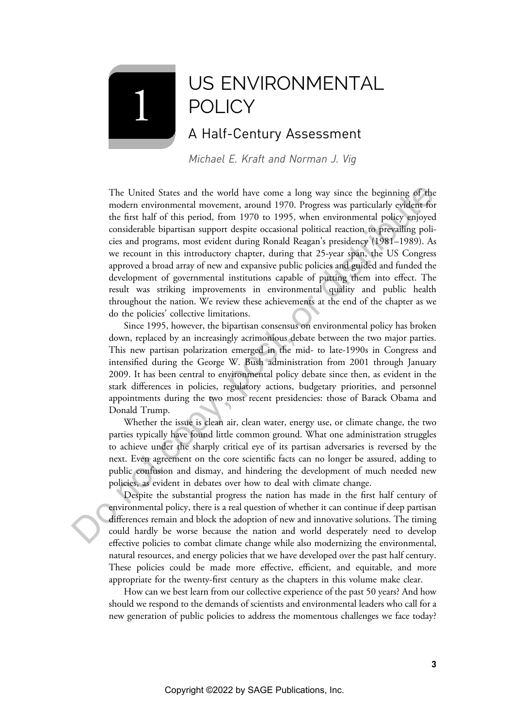# 1 US ENVIRONMENTAL POLICY

## A Half-Century Assessment

*Michael E. Kraft and Norman J. Vig*

The United States and the world have come a long way since the beginning of the modern environmental movement, around 1970. Progress was particularly evident for the first half of this period, from 1970 to 1995, when environmental policy enjoyed considerable bipartisan support despite occasional political reaction to prevailing policies and programs, most evident during Ronald Reagan's presidency (1981–1989). As we recount in this introductory chapter, during that 25-year span, the US Congress approved a broad array of new and expansive public policies and guided and funded the development of governmental institutions capable of putting them into effect. The result was striking improvements in environmental quality and public health throughout the nation. We review these achievements at the end of the chapter as we do the policies' collective limitations.

Since 1995, however, the bipartisan consensus on environmental policy has broken down, replaced by an increasingly acrimonious debate between the two major parties. This new partisan polarization emerged in the mid- to late-1990s in Congress and intensified during the George W. Bush administration from 2001 through January 2009. It has been central to environmental policy debate since then, as evident in the stark differences in policies, regulatory actions, budgetary priorities, and personnel appointments during the two most recent presidencies: those of Barack Obama and Donald Trump.

Whether the issue is clean air, clean water, energy use, or climate change, the two parties typically have found little common ground. What one administration struggles to achieve under the sharply critical eye of its partisan adversaries is reversed by the next. Even agreement on the core scientific facts can no longer be assured, adding to public confusion and dismay, and hindering the development of much needed new policies, as evident in debates over how to deal with climate change.

Despite the substantial progress the nation has made in the first half century of environmental policy, there is a real question of whether it can continue if deep partisan differences remain and block the adoption of new and innovative solutions. The timing could hardly be worse because the nation and world desperately need to develop effective policies to combat climate change while also modernizing the environmental, natural resources, and energy policies that we have developed over the past half century. These policies could be made more effective, efficient, and equitable, and more appropriate for the twenty-first century as the chapters in this volume make clear.

How can we best learn from our collective experience of the past 50 years? And how should we respond to the demands of scientists and environmental leaders who call for a new generation of public policies to address the momentous challenges we face today?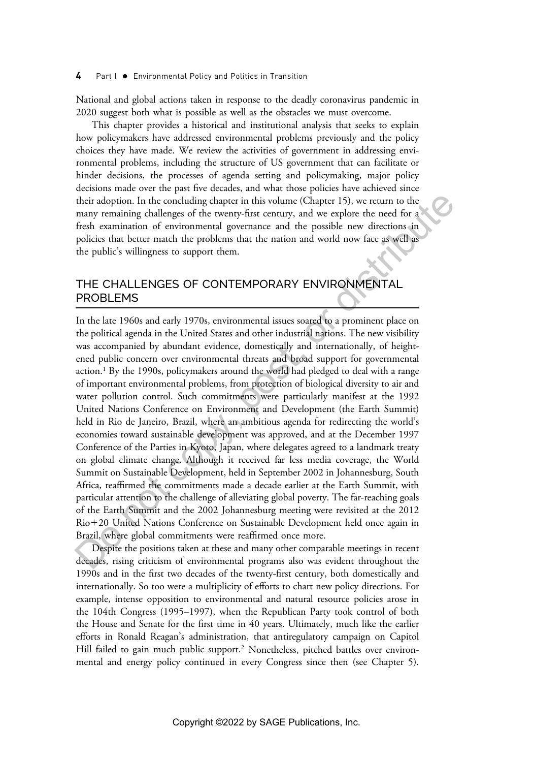National and global actions taken in response to the deadly coronavirus pandemic in 2020 suggest both what is possible as well as the obstacles we must overcome.

This chapter provides a historical and institutional analysis that seeks to explain how policymakers have addressed environmental problems previously and the policy choices they have made. We review the activities of government in addressing environmental problems, including the structure of US government that can facilitate or hinder decisions, the processes of agenda setting and policymaking, major policy decisions made over the past five decades, and what those policies have achieved since their adoption. In the concluding chapter in this volume (Chapter 15), we return to the many remaining challenges of the twenty-first century, and we explore the need for a fresh examination of environmental governance and the possible new directions in policies that better match the problems that the nation and world now face as well as the public's willingness to support them.

## THE CHALLENGES OF CONTEMPORARY ENVIRONMENTAL PROBLEMS

In the late 1960s and early 1970s, environmental issues soared to a prominent place on the political agenda in the United States and other industrial nations. The new visibility was accompanied by abundant evidence, domestically and internationally, of heightened public concern over environmental threats and broad support for governmental action.[1] By the 1990s, policymakers around the world had pledged to deal with a range of important environmental problems, from protection of biological diversity to air and water pollution control. Such commitments were particularly manifest at the 1992 United Nations Conference on Environment and Development (the Earth Summit) held in Rio de Janeiro, Brazil, where an ambitious agenda for redirecting the world's economies toward sustainable development was approved, and at the December 1997 Conference of the Parties in Kyoto, Japan, where delegates agreed to a landmark treaty on global climate change. Although it received far less media coverage, the World Summit on Sustainable Development, held in September 2002 in Johannesburg, South Africa, reaffirmed the commitments made a decade earlier at the Earth Summit, with particular attention to the challenge of alleviating global poverty. The far-reaching goals of the Earth Summit and the 2002 Johannesburg meeting were revisited at the 2012 Rio+20 United Nations Conference on Sustainable Development held once again in Brazil, where global commitments were reaffirmed once more.

Despite the positions taken at these and many other comparable meetings in recent decades, rising criticism of environmental programs also was evident throughout the 1990s and in the first two decades of the twenty-first century, both domestically and internationally. So too were a multiplicity of efforts to chart new policy directions. For example, intense opposition to environmental and natural resource policies arose in the 104th Congress (1995–1997), when the Republican Party took control of both the House and Senate for the first time in 40 years. Ultimately, much like the earlier efforts in Ronald Reagan's administration, that antiregulatory campaign on Capitol Hill failed to gain much public support.[2] Nonetheless, pitched battles over environmental and energy policy continued in every Congress since then (see Chapter 5).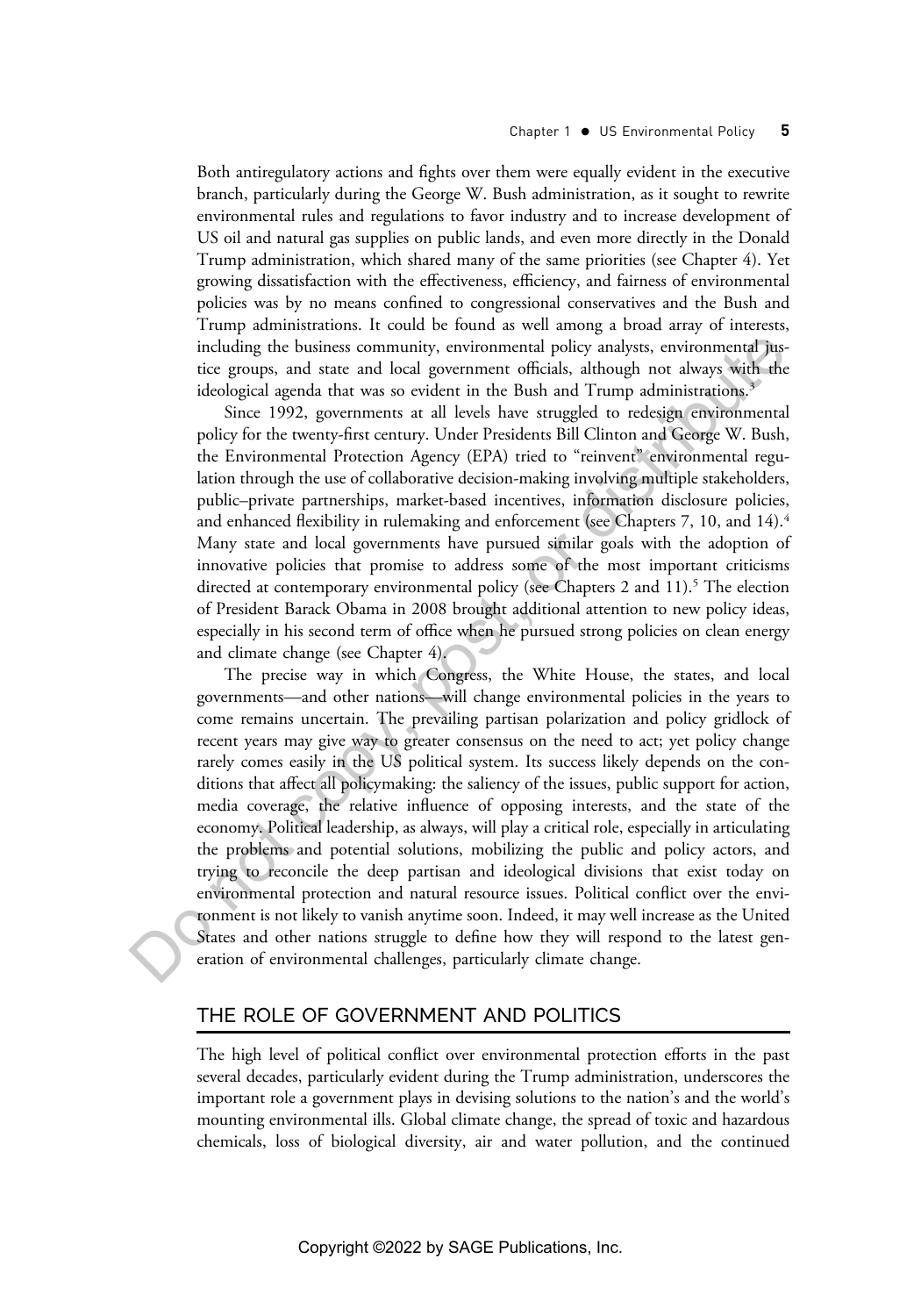Both antiregulatory actions and fights over them were equally evident in the executive branch, particularly during the George W. Bush administration, as it sought to rewrite environmental rules and regulations to favor industry and to increase development of US oil and natural gas supplies on public lands, and even more directly in the Donald Trump administration, which shared many of the same priorities (see Chapter 4). Yet growing dissatisfaction with the effectiveness, efficiency, and fairness of environmental policies was by no means confined to congressional conservatives and the Bush and Trump administrations. It could be found as well among a broad array of interests, including the business community, environmental policy analysts, environmental justice groups, and state and local government officials, although not always with the ideological agenda that was so evident in the Bush and Trump administrations.[3]

Since 1992, governments at all levels have struggled to redesign environmental policy for the twenty-first century. Under Presidents Bill Clinton and George W. Bush, the Environmental Protection Agency (EPA) tried to "reinvent" environmental regulation through the use of collaborative decision-making involving multiple stakeholders, public–private partnerships, market-based incentives, information disclosure policies, and enhanced flexibility in rulemaking and enforcement (see Chapters 7, 10, and 14).[4] Many state and local governments have pursued similar goals with the adoption of innovative policies that promise to address some of the most important criticisms directed at contemporary environmental policy (see Chapters 2 and 11).[5] The election of President Barack Obama in 2008 brought additional attention to new policy ideas, especially in his second term of office when he pursued strong policies on clean energy and climate change (see Chapter 4).

The precise way in which Congress, the White House, the states, and local governments—and other nations—will change environmental policies in the years to come remains uncertain. The prevailing partisan polarization and policy gridlock of recent years may give way to greater consensus on the need to act; yet policy change rarely comes easily in the US political system. Its success likely depends on the conditions that affect all policymaking: the saliency of the issues, public support for action, media coverage, the relative influence of opposing interests, and the state of the economy. Political leadership, as always, will play a critical role, especially in articulating the problems and potential solutions, mobilizing the public and policy actors, and trying to reconcile the deep partisan and ideological divisions that exist today on environmental protection and natural resource issues. Political conflict over the environment is not likely to vanish anytime soon. Indeed, it may well increase as the United States and other nations struggle to define how they will respond to the latest generation of environmental challenges, particularly climate change.

## THE ROLE OF GOVERNMENT AND POLITICS

The high level of political conflict over environmental protection efforts in the past several decades, particularly evident during the Trump administration, underscores the important role a government plays in devising solutions to the nation's and the world's mounting environmental ills. Global climate change, the spread of toxic and hazardous chemicals, loss of biological diversity, air and water pollution, and the continued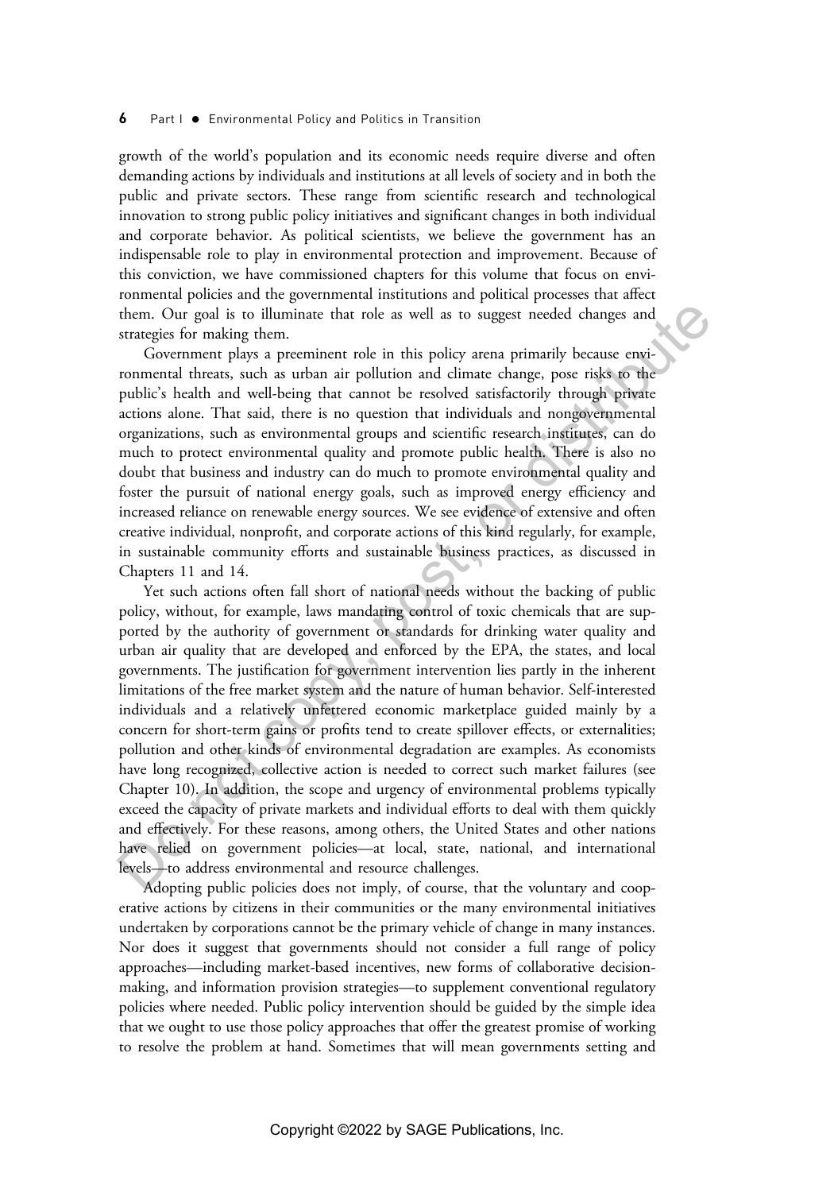growth of the world's population and its economic needs require diverse and often demanding actions by individuals and institutions at all levels of society and in both the public and private sectors. These range from scientific research and technological innovation to strong public policy initiatives and significant changes in both individual and corporate behavior. As political scientists, we believe the government has an indispensable role to play in environmental protection and improvement. Because of this conviction, we have commissioned chapters for this volume that focus on environmental policies and the governmental institutions and political processes that affect them. Our goal is to illuminate that role as well as to suggest needed changes and strategies for making them.

Government plays a preeminent role in this policy arena primarily because environmental threats, such as urban air pollution and climate change, pose risks to the public's health and well-being that cannot be resolved satisfactorily through private actions alone. That said, there is no question that individuals and nongovernmental organizations, such as environmental groups and scientific research institutes, can do much to protect environmental quality and promote public health. There is also no doubt that business and industry can do much to promote environmental quality and foster the pursuit of national energy goals, such as improved energy efficiency and increased reliance on renewable energy sources. We see evidence of extensive and often creative individual, nonprofit, and corporate actions of this kind regularly, for example, in sustainable community efforts and sustainable business practices, as discussed in Chapters 11 and 14.

Yet such actions often fall short of national needs without the backing of public policy, without, for example, laws mandating control of toxic chemicals that are supported by the authority of government or standards for drinking water quality and urban air quality that are developed and enforced by the EPA, the states, and local governments. The justification for government intervention lies partly in the inherent limitations of the free market system and the nature of human behavior. Self-interested individuals and a relatively unfettered economic marketplace guided mainly by a concern for short-term gains or profits tend to create spillover effects, or externalities; pollution and other kinds of environmental degradation are examples. As economists have long recognized, collective action is needed to correct such market failures (see Chapter 10). In addition, the scope and urgency of environmental problems typically exceed the capacity of private markets and individual efforts to deal with them quickly and effectively. For these reasons, among others, the United States and other nations have relied on government policies—at local, state, national, and international levels—to address environmental and resource challenges.

Adopting public policies does not imply, of course, that the voluntary and cooperative actions by citizens in their communities or the many environmental initiatives undertaken by corporations cannot be the primary vehicle of change in many instances. Nor does it suggest that governments should not consider a full range of policy approaches—including market-based incentives, new forms of collaborative decision-making, and information provision strategies—to supplement conventional regulatory policies where needed. Public policy intervention should be guided by the simple idea that we ought to use those policy approaches that offer the greatest promise of working to resolve the problem at hand. Sometimes that will mean governments setting and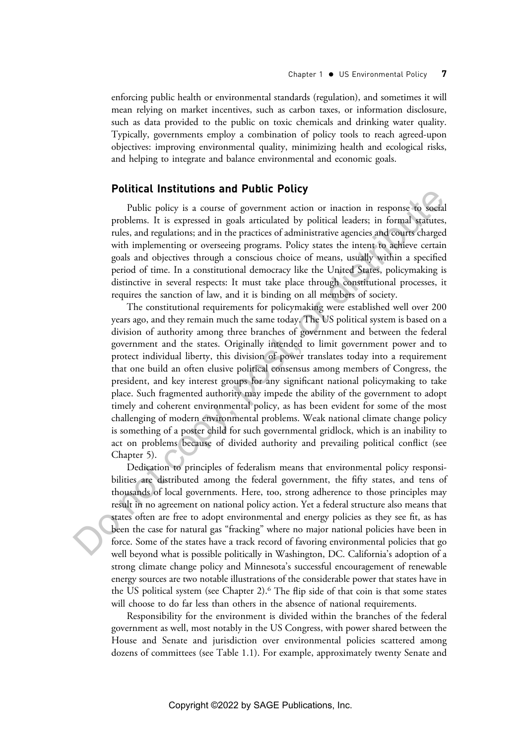enforcing public health or environmental standards (regulation), and sometimes it will mean relying on market incentives, such as carbon taxes, or information disclosure, such as data provided to the public on toxic chemicals and drinking water quality. Typically, governments employ a combination of policy tools to reach agreed-upon objectives: improving environmental quality, minimizing health and ecological risks, and helping to integrate and balance environmental and economic goals.

## Political Institutions and Public Policy

Public policy is a course of government action or inaction in response to social problems. It is expressed in goals articulated by political leaders; in formal statutes, rules, and regulations; and in the practices of administrative agencies and courts charged with implementing or overseeing programs. Policy states the intent to achieve certain goals and objectives through a conscious choice of means, usually within a specified period of time. In a constitutional democracy like the United States, policymaking is distinctive in several respects: It must take place through constitutional processes, it requires the sanction of law, and it is binding on all members of society.

The constitutional requirements for policymaking were established well over 200 years ago, and they remain much the same today. The US political system is based on a division of authority among three branches of government and between the federal government and the states. Originally intended to limit government power and to protect individual liberty, this division of power translates today into a requirement that one build an often elusive political consensus among members of Congress, the president, and key interest groups for any significant national policymaking to take place. Such fragmented authority may impede the ability of the government to adopt timely and coherent environmental policy, as has been evident for some of the most challenging of modern environmental problems. Weak national climate change policy is something of a poster child for such governmental gridlock, which is an inability to act on problems because of divided authority and prevailing political conflict (see Chapter 5).

Dedication to principles of federalism means that environmental policy responsibilities are distributed among the federal government, the fifty states, and tens of thousands of local governments. Here, too, strong adherence to those principles may result in no agreement on national policy action. Yet a federal structure also means that states often are free to adopt environmental and energy policies as they see fit, as has been the case for natural gas "fracking" where no major national policies have been in force. Some of the states have a track record of favoring environmental policies that go well beyond what is possible politically in Washington, DC. California's adoption of a strong climate change policy and Minnesota's successful encouragement of renewable energy sources are two notable illustrations of the considerable power that states have in the US political system (see Chapter 2).[6] The flip side of that coin is that some states will choose to do far less than others in the absence of national requirements.

Responsibility for the environment is divided within the branches of the federal government as well, most notably in the US Congress, with power shared between the House and Senate and jurisdiction over environmental policies scattered among dozens of committees (see Table 1.1). For example, approximately twenty Senate and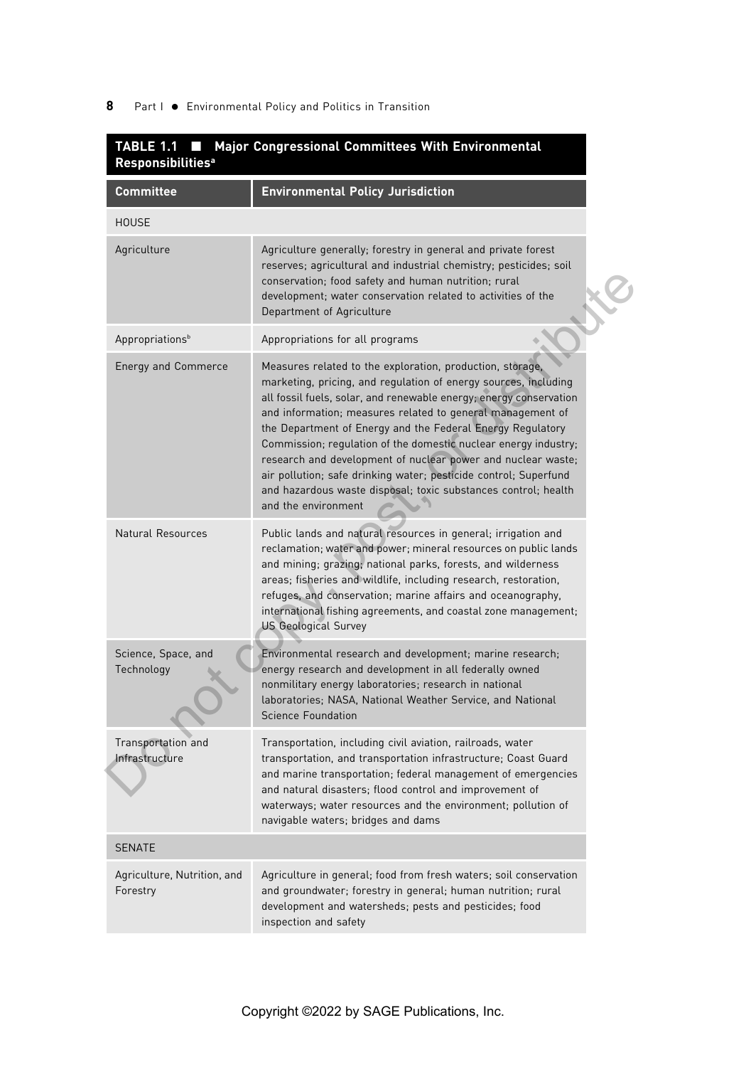**TABLE 1.1 ■ Major Congressional Committees With Environmental Responsibilities[a]**

| Committee | Environmental Policy Jurisdiction |
|---|---|
| HOUSE | |
| Agriculture | Agriculture generally; forestry in general and private forest reserves; agricultural and industrial chemistry; pesticides; soil conservation; food safety and human nutrition; rural development; water conservation related to activities of the Department of Agriculture |
| Appropriations[b] | Appropriations for all programs |
| Energy and Commerce | Measures related to the exploration, production, storage, marketing, pricing, and regulation of energy sources, including all fossil fuels, solar, and renewable energy; energy conservation and information; measures related to general management of the Department of Energy and the Federal Energy Regulatory Commission; regulation of the domestic nuclear energy industry; research and development of nuclear power and nuclear waste; air pollution; safe drinking water; pesticide control; Superfund and hazardous waste disposal; toxic substances control; health and the environment |
| Natural Resources | Public lands and natural resources in general; irrigation and reclamation; water and power; mineral resources on public lands and mining; grazing; national parks, forests, and wilderness areas; fisheries and wildlife, including research, restoration, refuges, and conservation; marine affairs and oceanography, international fishing agreements, and coastal zone management; US Geological Survey |
| Science, Space, and Technology | Environmental research and development; marine research; energy research and development in all federally owned nonmilitary energy laboratories; research in national laboratories; NASA, National Weather Service, and National Science Foundation |
| Transportation and Infrastructure | Transportation, including civil aviation, railroads, water transportation, and transportation infrastructure; Coast Guard and marine transportation; federal management of emergencies and natural disasters; flood control and improvement of waterways; water resources and the environment; pollution of navigable waters; bridges and dams |
| SENATE | |
| Agriculture, Nutrition, and Forestry | Agriculture in general; food from fresh waters; soil conservation and groundwater; forestry in general; human nutrition; rural development and watersheds; pests and pesticides; food inspection and safety |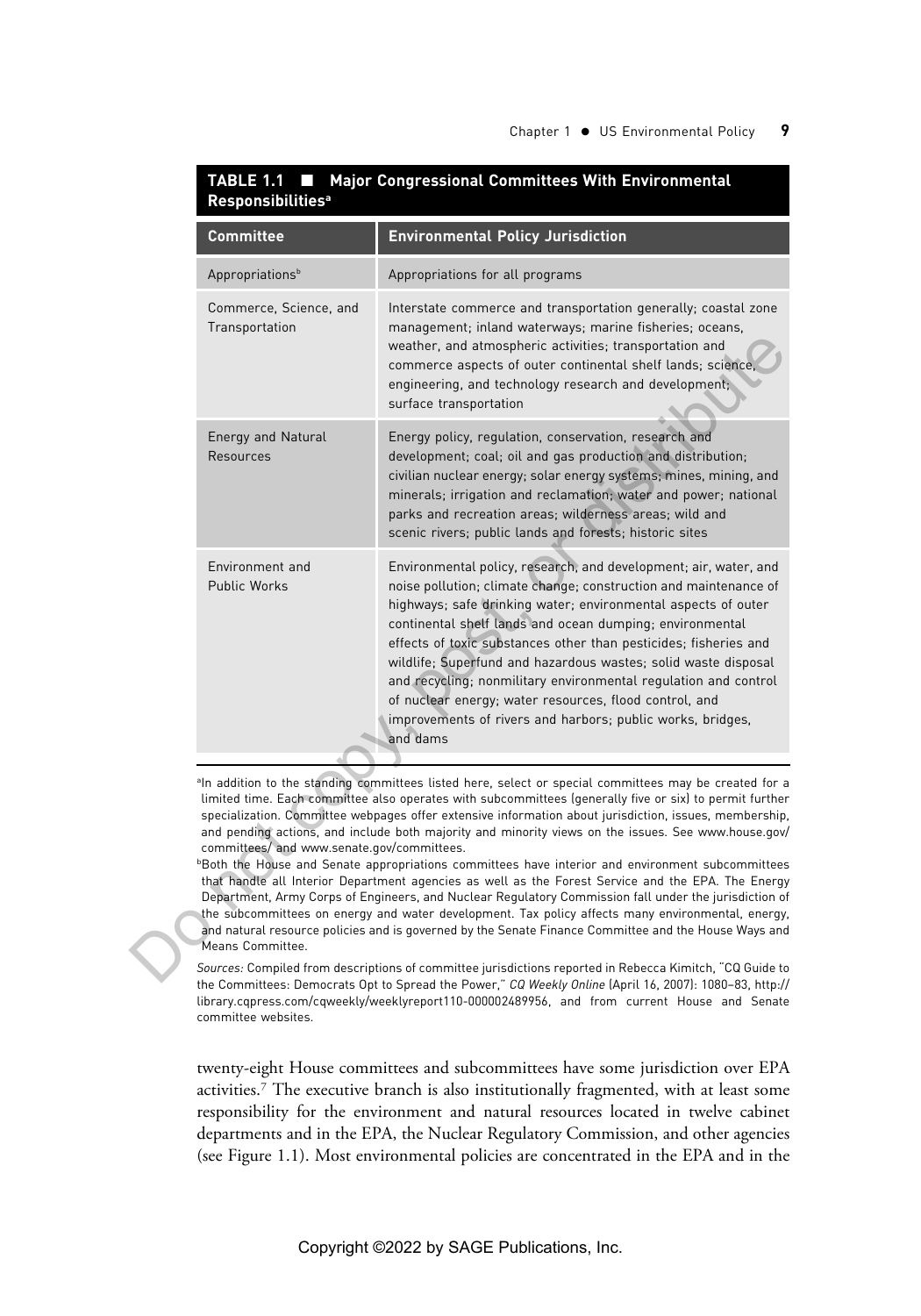**TABLE 1.1 ■ Major Congressional Committees With Environmental Responsibilities[a]**

| Committee | Environmental Policy Jurisdiction |
|---|---|
| Appropriations[b] | Appropriations for all programs |
| Commerce, Science, and Transportation | Interstate commerce and transportation generally; coastal zone management; inland waterways; marine fisheries; oceans, weather, and atmospheric activities; transportation and commerce aspects of outer continental shelf lands; science, engineering, and technology research and development; surface transportation |
| Energy and Natural Resources | Energy policy, regulation, conservation, research and development; coal; oil and gas production and distribution; civilian nuclear energy; solar energy systems; mines, mining, and minerals; irrigation and reclamation; water and power; national parks and recreation areas; wilderness areas; wild and scenic rivers; public lands and forests; historic sites |
| Environment and Public Works | Environmental policy, research, and development; air, water, and noise pollution; climate change; construction and maintenance of highways; safe drinking water; environmental aspects of outer continental shelf lands and ocean dumping; environmental effects of toxic substances other than pesticides; fisheries and wildlife; Superfund and hazardous wastes; solid waste disposal and recycling; nonmilitary environmental regulation and control of nuclear energy; water resources, flood control, and improvements of rivers and harbors; public works, bridges, and dams |

[a]In addition to the standing committees listed here, select or special committees may be created for a limited time. Each committee also operates with subcommittees (generally five or six) to permit further specialization. Committee webpages offer extensive information about jurisdiction, issues, membership, and pending actions, and include both majority and minority views on the issues. See www.house.gov/committees/ and www.senate.gov/committees.

[b]Both the House and Senate appropriations committees have interior and environment subcommittees that handle all Interior Department agencies as well as the Forest Service and the EPA. The Energy Department, Army Corps of Engineers, and Nuclear Regulatory Commission fall under the jurisdiction of the subcommittees on energy and water development. Tax policy affects many environmental, energy, and natural resource policies and is governed by the Senate Finance Committee and the House Ways and Means Committee.

*Sources:* Compiled from descriptions of committee jurisdictions reported in Rebecca Kimitch, "CQ Guide to the Committees: Democrats Opt to Spread the Power," *CQ Weekly Online* (April 16, 2007): 1080–83, http://library.cqpress.com/cqweekly/weeklyreport110-000002489956, and from current House and Senate committee websites.

twenty-eight House committees and subcommittees have some jurisdiction over EPA activities.[7] The executive branch is also institutionally fragmented, with at least some responsibility for the environment and natural resources located in twelve cabinet departments and in the EPA, the Nuclear Regulatory Commission, and other agencies (see Figure 1.1). Most environmental policies are concentrated in the EPA and in the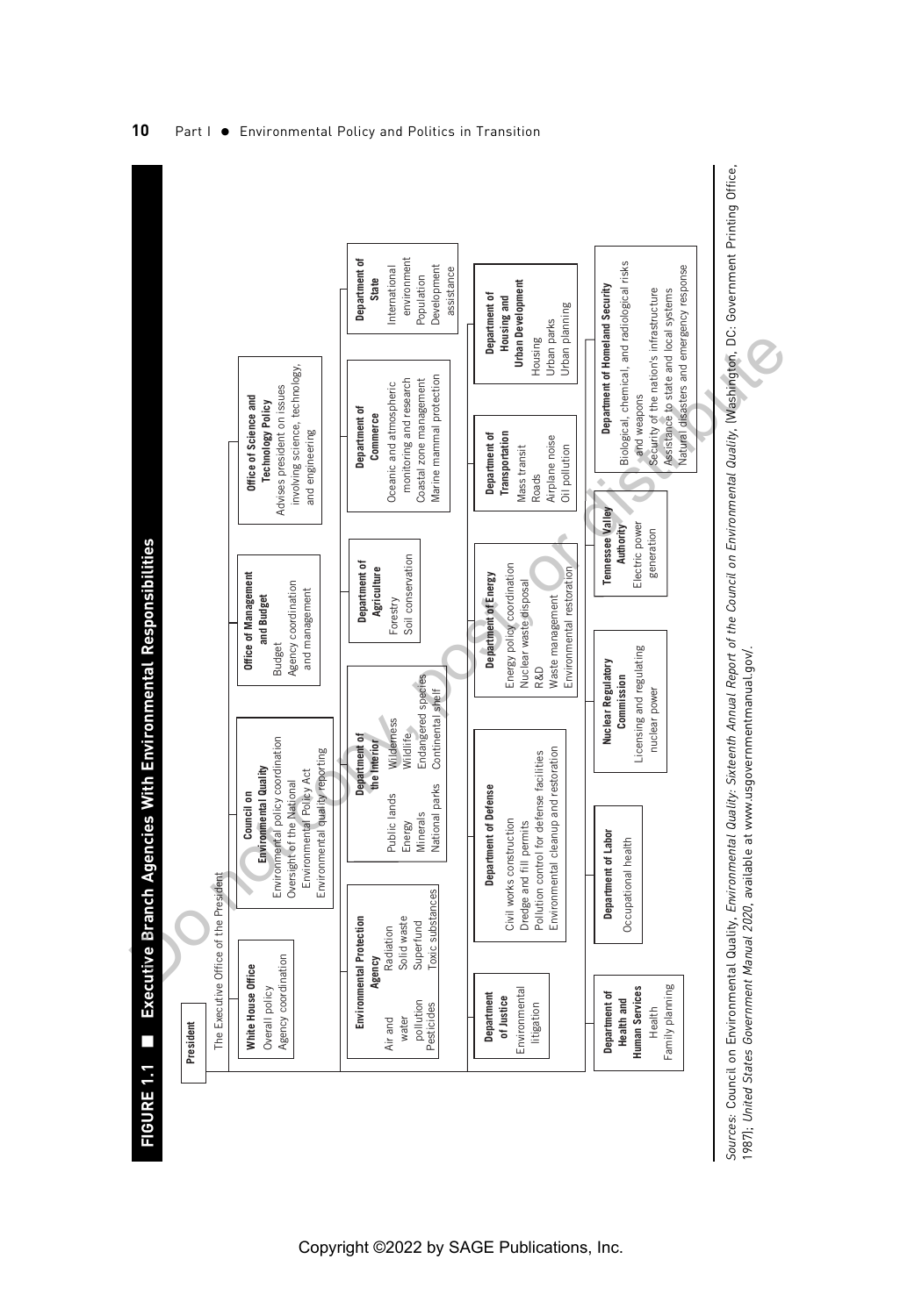**FIGURE 1.1 ■ Executive Branch Agencies With Environmental Responsibilities**

**President**

The Executive Office of the President

**White House Office**
Overall policy
Agency coordination

**Council on Environmental Quality**
Environmental policy coordination
Oversight of the National Environmental Policy Act
Environmental quality reporting

**Office of Management and Budget**
Budget
Agency coordination and management

**Office of Science and Technology Policy**
Advises president on issues involving science, technology, and engineering

**Environmental Protection Agency**
Air and water pollution
Pesticides
Radiation
Solid waste
Superfund
Toxic substances

**Department of the Interior**
Public lands
Energy
Minerals
National parks
Wilderness
Wildlife
Endangered species
Continental shelf

**Department of Agriculture**
Forestry
Soil conservation

**Department of Commerce**
Oceanic and atmospheric monitoring and research
Coastal zone management
Marine mammal protection

**Department of State**
International environment
Population
Development assistance

**Department of Justice**
Environmental litigation

**Department of Defense**
Civil works construction
Dredge and fill permits
Pollution control for defense facilities
Environmental cleanup and restoration

**Department of Energy**
Energy policy coordination
Nuclear waste disposal
R&D
Waste management
Environmental restoration

**Department of Transportation**
Mass transit
Roads
Airplane noise
Oil pollution

**Department of Housing and Urban Development**
Housing
Urban parks
Urban planning

**Department of Health and Human Services**
Health
Family planning

**Department of Labor**
Occupational health

**Nuclear Regulatory Commission**
Licensing and regulating nuclear power

**Tennessee Valley Authority**
Electric power generation

**Department of Homeland Security**
Biological, chemical, and radiological risks and weapons
Security of the nation's infrastructure
Assistance to state and local systems
Natural disasters and emergency response

*Sources:* Council on Environmental Quality, *Environmental Quality: Sixteenth Annual Report of the Council on Environmental Quality,* (Washington, DC: Government Printing Office, 1987); *United States Government Manual 2020*, available at www.usgovernmentmanual.gov/.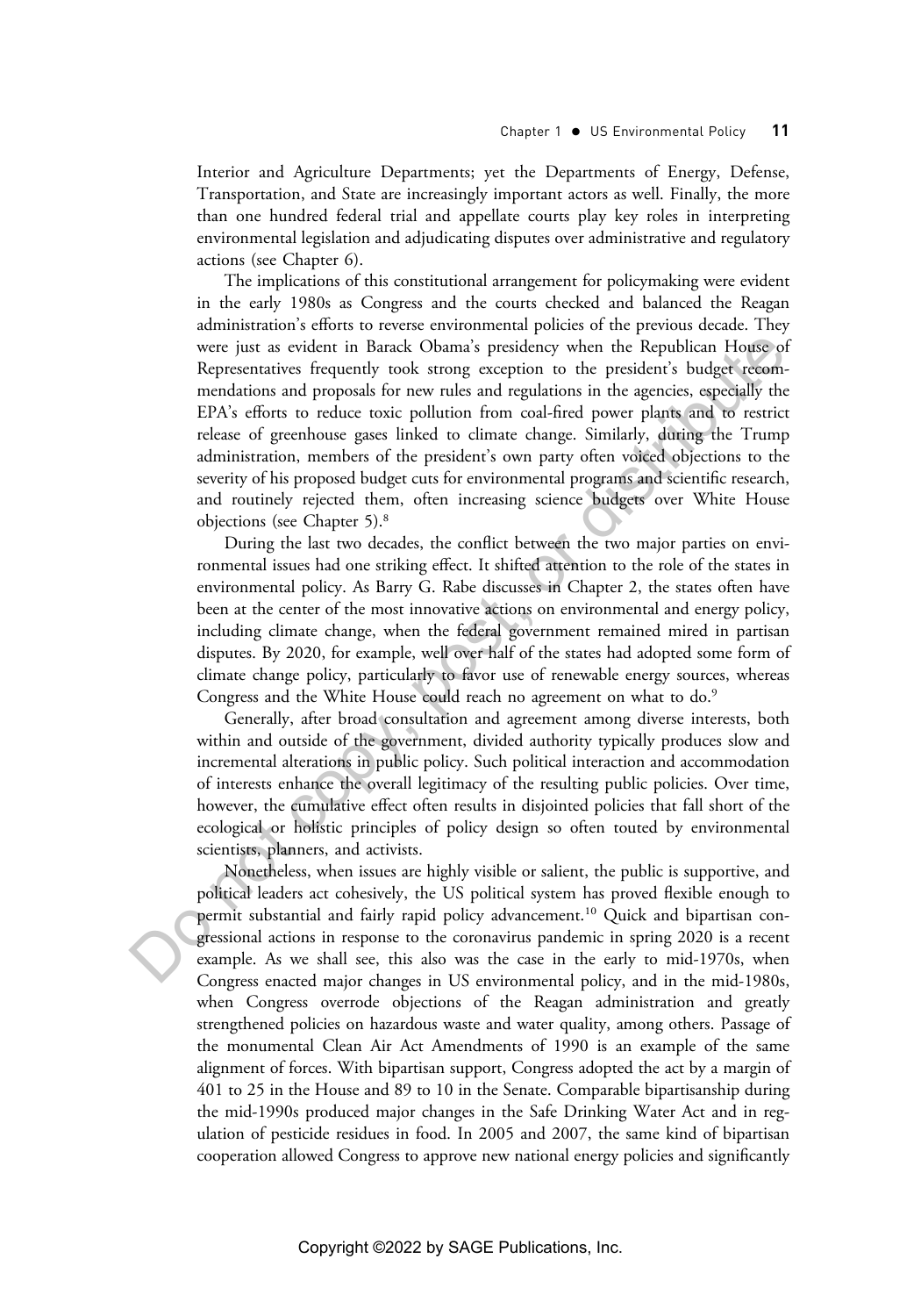Interior and Agriculture Departments; yet the Departments of Energy, Defense, Transportation, and State are increasingly important actors as well. Finally, the more than one hundred federal trial and appellate courts play key roles in interpreting environmental legislation and adjudicating disputes over administrative and regulatory actions (see Chapter 6).

The implications of this constitutional arrangement for policymaking were evident in the early 1980s as Congress and the courts checked and balanced the Reagan administration's efforts to reverse environmental policies of the previous decade. They were just as evident in Barack Obama's presidency when the Republican House of Representatives frequently took strong exception to the president's budget recommendations and proposals for new rules and regulations in the agencies, especially the EPA's efforts to reduce toxic pollution from coal-fired power plants and to restrict release of greenhouse gases linked to climate change. Similarly, during the Trump administration, members of the president's own party often voiced objections to the severity of his proposed budget cuts for environmental programs and scientific research, and routinely rejected them, often increasing science budgets over White House objections (see Chapter 5).[8]

During the last two decades, the conflict between the two major parties on environmental issues had one striking effect. It shifted attention to the role of the states in environmental policy. As Barry G. Rabe discusses in Chapter 2, the states often have been at the center of the most innovative actions on environmental and energy policy, including climate change, when the federal government remained mired in partisan disputes. By 2020, for example, well over half of the states had adopted some form of climate change policy, particularly to favor use of renewable energy sources, whereas Congress and the White House could reach no agreement on what to do.[9]

Generally, after broad consultation and agreement among diverse interests, both within and outside of the government, divided authority typically produces slow and incremental alterations in public policy. Such political interaction and accommodation of interests enhance the overall legitimacy of the resulting public policies. Over time, however, the cumulative effect often results in disjointed policies that fall short of the ecological or holistic principles of policy design so often touted by environmental scientists, planners, and activists.

Nonetheless, when issues are highly visible or salient, the public is supportive, and political leaders act cohesively, the US political system has proved flexible enough to permit substantial and fairly rapid policy advancement.[10] Quick and bipartisan congressional actions in response to the coronavirus pandemic in spring 2020 is a recent example. As we shall see, this also was the case in the early to mid-1970s, when Congress enacted major changes in US environmental policy, and in the mid-1980s, when Congress overrode objections of the Reagan administration and greatly strengthened policies on hazardous waste and water quality, among others. Passage of the monumental Clean Air Act Amendments of 1990 is an example of the same alignment of forces. With bipartisan support, Congress adopted the act by a margin of 401 to 25 in the House and 89 to 10 in the Senate. Comparable bipartisanship during the mid-1990s produced major changes in the Safe Drinking Water Act and in regulation of pesticide residues in food. In 2005 and 2007, the same kind of bipartisan cooperation allowed Congress to approve new national energy policies and significantly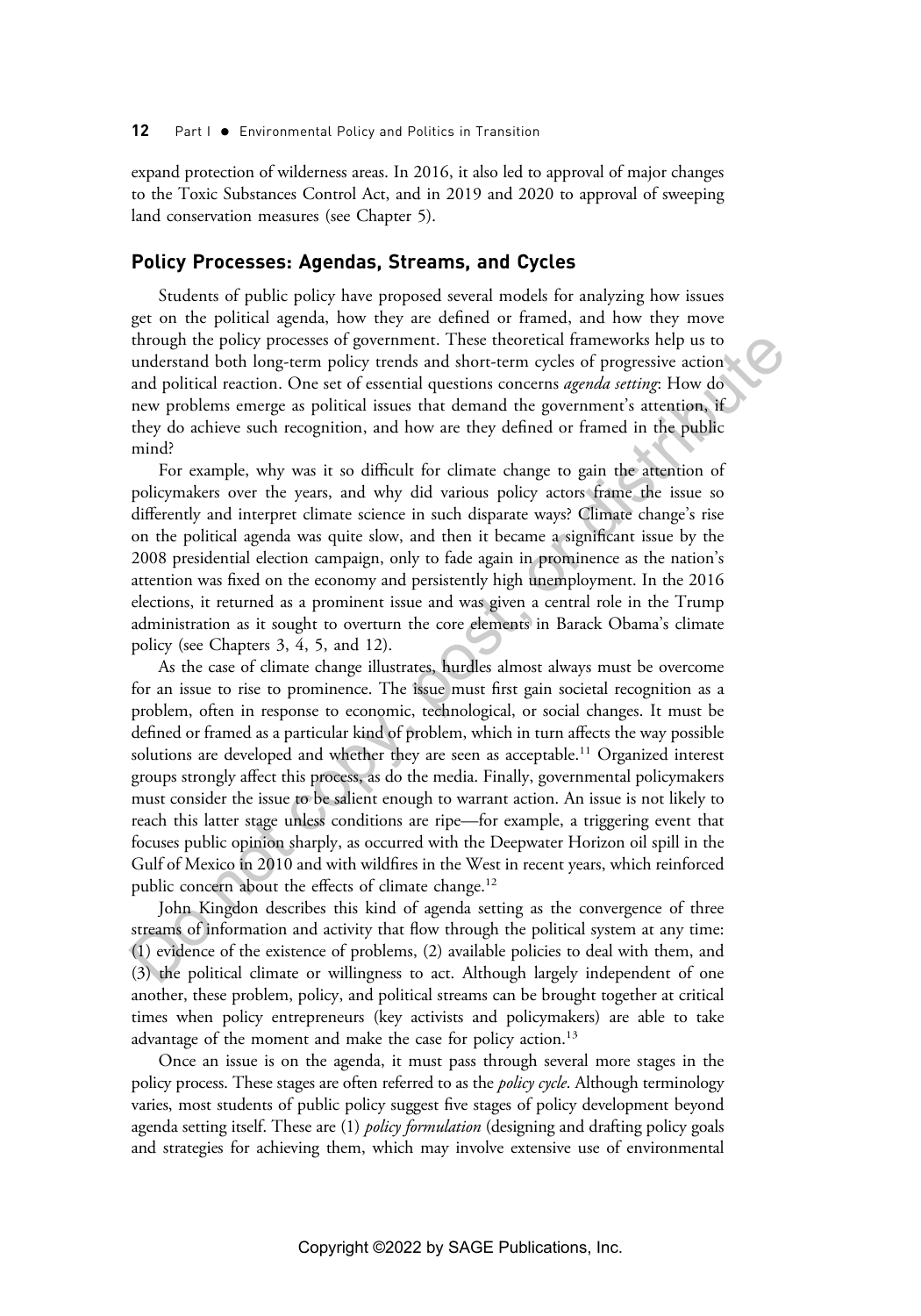expand protection of wilderness areas. In 2016, it also led to approval of major changes to the Toxic Substances Control Act, and in 2019 and 2020 to approval of sweeping land conservation measures (see Chapter 5).

## Policy Processes: Agendas, Streams, and Cycles

Students of public policy have proposed several models for analyzing how issues get on the political agenda, how they are defined or framed, and how they move through the policy processes of government. These theoretical frameworks help us to understand both long-term policy trends and short-term cycles of progressive action and political reaction. One set of essential questions concerns *agenda setting*: How do new problems emerge as political issues that demand the government's attention, if they do achieve such recognition, and how are they defined or framed in the public mind?

For example, why was it so difficult for climate change to gain the attention of policymakers over the years, and why did various policy actors frame the issue so differently and interpret climate science in such disparate ways? Climate change's rise on the political agenda was quite slow, and then it became a significant issue by the 2008 presidential election campaign, only to fade again in prominence as the nation's attention was fixed on the economy and persistently high unemployment. In the 2016 elections, it returned as a prominent issue and was given a central role in the Trump administration as it sought to overturn the core elements in Barack Obama's climate policy (see Chapters 3, 4, 5, and 12).

As the case of climate change illustrates, hurdles almost always must be overcome for an issue to rise to prominence. The issue must first gain societal recognition as a problem, often in response to economic, technological, or social changes. It must be defined or framed as a particular kind of problem, which in turn affects the way possible solutions are developed and whether they are seen as acceptable.[11] Organized interest groups strongly affect this process, as do the media. Finally, governmental policymakers must consider the issue to be salient enough to warrant action. An issue is not likely to reach this latter stage unless conditions are ripe—for example, a triggering event that focuses public opinion sharply, as occurred with the Deepwater Horizon oil spill in the Gulf of Mexico in 2010 and with wildfires in the West in recent years, which reinforced public concern about the effects of climate change.[12]

John Kingdon describes this kind of agenda setting as the convergence of three streams of information and activity that flow through the political system at any time: (1) evidence of the existence of problems, (2) available policies to deal with them, and (3) the political climate or willingness to act. Although largely independent of one another, these problem, policy, and political streams can be brought together at critical times when policy entrepreneurs (key activists and policymakers) are able to take advantage of the moment and make the case for policy action.[13]

Once an issue is on the agenda, it must pass through several more stages in the policy process. These stages are often referred to as the *policy cycle*. Although terminology varies, most students of public policy suggest five stages of policy development beyond agenda setting itself. These are (1) *policy formulation* (designing and drafting policy goals and strategies for achieving them, which may involve extensive use of environmental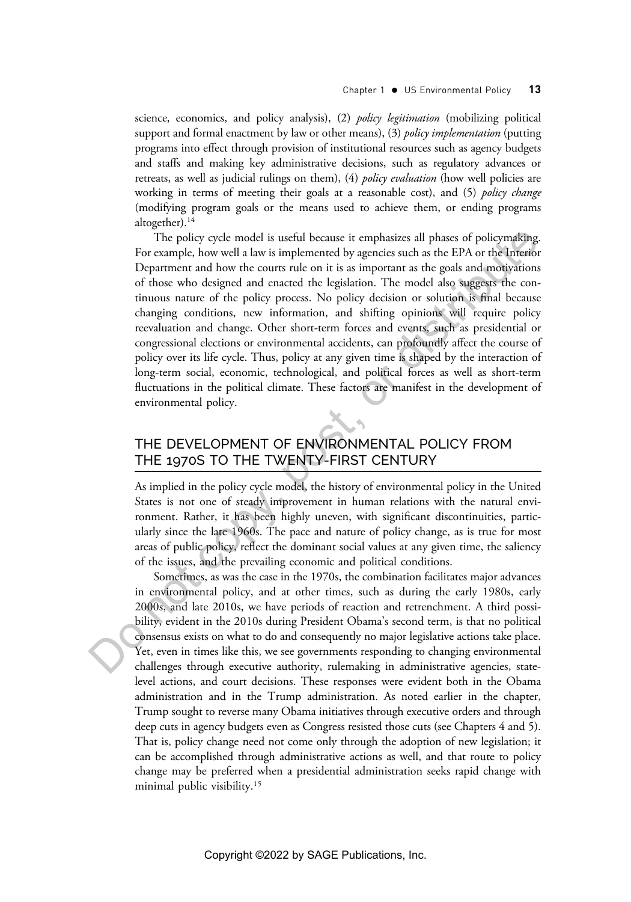science, economics, and policy analysis), (2) *policy legitimation* (mobilizing political support and formal enactment by law or other means), (3) *policy implementation* (putting programs into effect through provision of institutional resources such as agency budgets and staffs and making key administrative decisions, such as regulatory advances or retreats, as well as judicial rulings on them), (4) *policy evaluation* (how well policies are working in terms of meeting their goals at a reasonable cost), and (5) *policy change* (modifying program goals or the means used to achieve them, or ending programs altogether).[14]

The policy cycle model is useful because it emphasizes all phases of policymaking. For example, how well a law is implemented by agencies such as the EPA or the Interior Department and how the courts rule on it is as important as the goals and motivations of those who designed and enacted the legislation. The model also suggests the continuous nature of the policy process. No policy decision or solution is final because changing conditions, new information, and shifting opinions will require policy reevaluation and change. Other short-term forces and events, such as presidential or congressional elections or environmental accidents, can profoundly affect the course of policy over its life cycle. Thus, policy at any given time is shaped by the interaction of long-term social, economic, technological, and political forces as well as short-term fluctuations in the political climate. These factors are manifest in the development of environmental policy.

## THE DEVELOPMENT OF ENVIRONMENTAL POLICY FROM THE 1970S TO THE TWENTY-FIRST CENTURY

As implied in the policy cycle model, the history of environmental policy in the United States is not one of steady improvement in human relations with the natural environment. Rather, it has been highly uneven, with significant discontinuities, particularly since the late 1960s. The pace and nature of policy change, as is true for most areas of public policy, reflect the dominant social values at any given time, the saliency of the issues, and the prevailing economic and political conditions.

Sometimes, as was the case in the 1970s, the combination facilitates major advances in environmental policy, and at other times, such as during the early 1980s, early 2000s, and late 2010s, we have periods of reaction and retrenchment. A third possibility, evident in the 2010s during President Obama's second term, is that no political consensus exists on what to do and consequently no major legislative actions take place. Yet, even in times like this, we see governments responding to changing environmental challenges through executive authority, rulemaking in administrative agencies, state-level actions, and court decisions. These responses were evident both in the Obama administration and in the Trump administration. As noted earlier in the chapter, Trump sought to reverse many Obama initiatives through executive orders and through deep cuts in agency budgets even as Congress resisted those cuts (see Chapters 4 and 5). That is, policy change need not come only through the adoption of new legislation; it can be accomplished through administrative actions as well, and that route to policy change may be preferred when a presidential administration seeks rapid change with minimal public visibility.[15]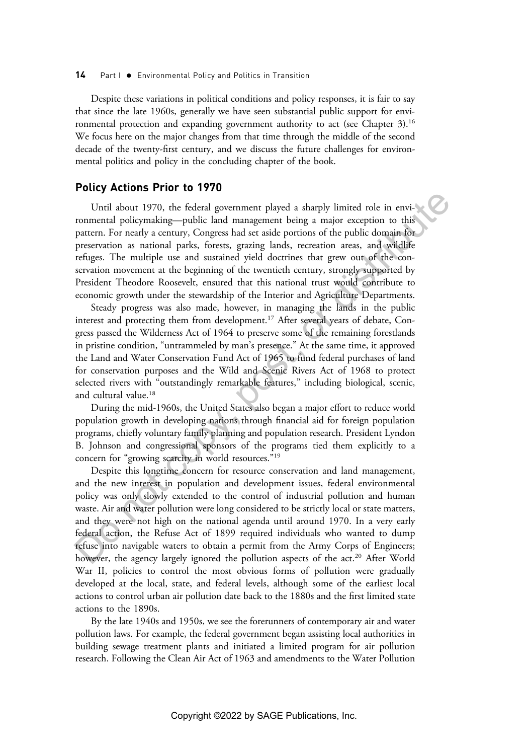Despite these variations in political conditions and policy responses, it is fair to say that since the late 1960s, generally we have seen substantial public support for environmental protection and expanding government authority to act (see Chapter 3).[16] We focus here on the major changes from that time through the middle of the second decade of the twenty-first century, and we discuss the future challenges for environmental politics and policy in the concluding chapter of the book.

## Policy Actions Prior to 1970

Until about 1970, the federal government played a sharply limited role in environmental policymaking—public land management being a major exception to this pattern. For nearly a century, Congress had set aside portions of the public domain for preservation as national parks, forests, grazing lands, recreation areas, and wildlife refuges. The multiple use and sustained yield doctrines that grew out of the conservation movement at the beginning of the twentieth century, strongly supported by President Theodore Roosevelt, ensured that this national trust would contribute to economic growth under the stewardship of the Interior and Agriculture Departments.

Steady progress was also made, however, in managing the lands in the public interest and protecting them from development.[17] After several years of debate, Congress passed the Wilderness Act of 1964 to preserve some of the remaining forestlands in pristine condition, "untrammeled by man's presence." At the same time, it approved the Land and Water Conservation Fund Act of 1965 to fund federal purchases of land for conservation purposes and the Wild and Scenic Rivers Act of 1968 to protect selected rivers with "outstandingly remarkable features," including biological, scenic, and cultural value.[18]

During the mid-1960s, the United States also began a major effort to reduce world population growth in developing nations through financial aid for foreign population programs, chiefly voluntary family planning and population research. President Lyndon B. Johnson and congressional sponsors of the programs tied them explicitly to a concern for "growing scarcity in world resources."[19]

Despite this longtime concern for resource conservation and land management, and the new interest in population and development issues, federal environmental policy was only slowly extended to the control of industrial pollution and human waste. Air and water pollution were long considered to be strictly local or state matters, and they were not high on the national agenda until around 1970. In a very early federal action, the Refuse Act of 1899 required individuals who wanted to dump refuse into navigable waters to obtain a permit from the Army Corps of Engineers; however, the agency largely ignored the pollution aspects of the act.[20] After World War II, policies to control the most obvious forms of pollution were gradually developed at the local, state, and federal levels, although some of the earliest local actions to control urban air pollution date back to the 1880s and the first limited state actions to the 1890s.

By the late 1940s and 1950s, we see the forerunners of contemporary air and water pollution laws. For example, the federal government began assisting local authorities in building sewage treatment plants and initiated a limited program for air pollution research. Following the Clean Air Act of 1963 and amendments to the Water Pollution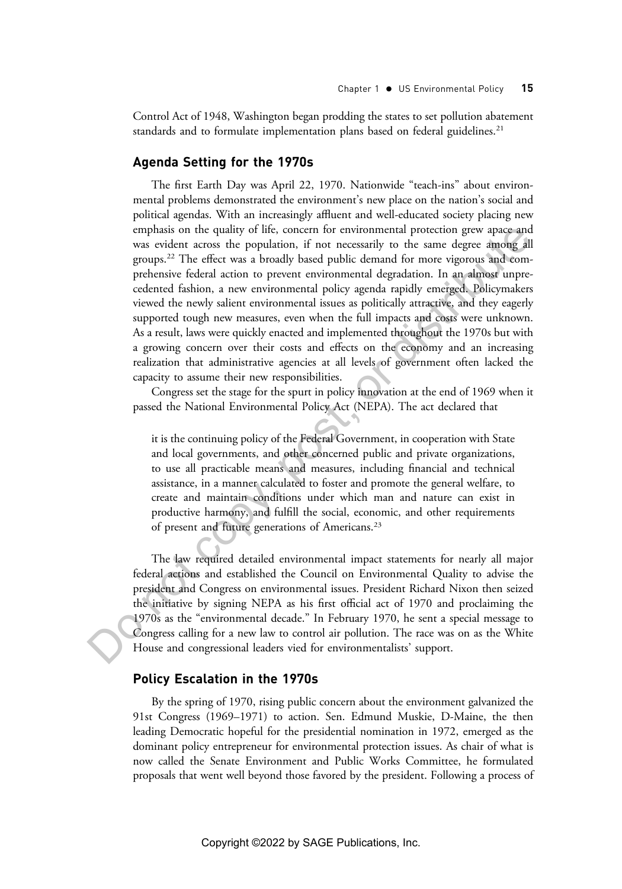Control Act of 1948, Washington began prodding the states to set pollution abatement standards and to formulate implementation plans based on federal guidelines.[21]

## Agenda Setting for the 1970s

The first Earth Day was April 22, 1970. Nationwide "teach-ins" about environmental problems demonstrated the environment's new place on the nation's social and political agendas. With an increasingly affluent and well-educated society placing new emphasis on the quality of life, concern for environmental protection grew apace and was evident across the population, if not necessarily to the same degree among all groups.[22] The effect was a broadly based public demand for more vigorous and comprehensive federal action to prevent environmental degradation. In an almost unprecedented fashion, a new environmental policy agenda rapidly emerged. Policymakers viewed the newly salient environmental issues as politically attractive, and they eagerly supported tough new measures, even when the full impacts and costs were unknown. As a result, laws were quickly enacted and implemented throughout the 1970s but with a growing concern over their costs and effects on the economy and an increasing realization that administrative agencies at all levels of government often lacked the capacity to assume their new responsibilities.

Congress set the stage for the spurt in policy innovation at the end of 1969 when it passed the National Environmental Policy Act (NEPA). The act declared that

> it is the continuing policy of the Federal Government, in cooperation with State and local governments, and other concerned public and private organizations, to use all practicable means and measures, including financial and technical assistance, in a manner calculated to foster and promote the general welfare, to create and maintain conditions under which man and nature can exist in productive harmony, and fulfill the social, economic, and other requirements of present and future generations of Americans.[23]

The law required detailed environmental impact statements for nearly all major federal actions and established the Council on Environmental Quality to advise the president and Congress on environmental issues. President Richard Nixon then seized the initiative by signing NEPA as his first official act of 1970 and proclaiming the 1970s as the "environmental decade." In February 1970, he sent a special message to Congress calling for a new law to control air pollution. The race was on as the White House and congressional leaders vied for environmentalists' support.

## Policy Escalation in the 1970s

By the spring of 1970, rising public concern about the environment galvanized the 91st Congress (1969–1971) to action. Sen. Edmund Muskie, D-Maine, the then leading Democratic hopeful for the presidential nomination in 1972, emerged as the dominant policy entrepreneur for environmental protection issues. As chair of what is now called the Senate Environment and Public Works Committee, he formulated proposals that went well beyond those favored by the president. Following a process of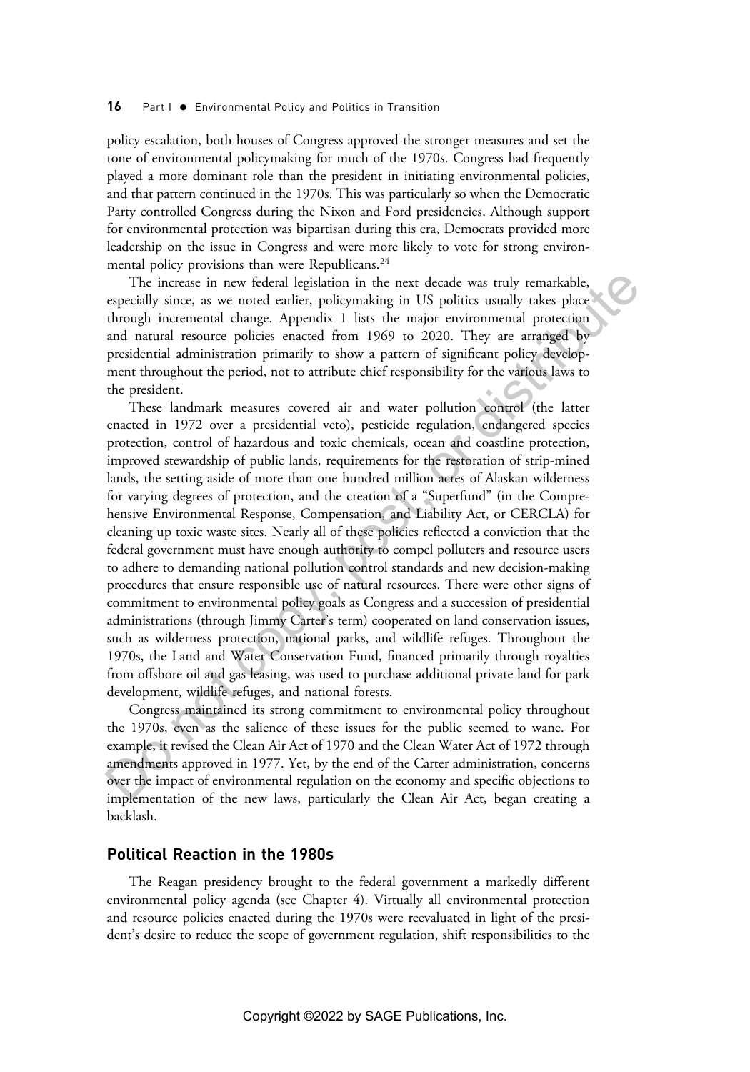policy escalation, both houses of Congress approved the stronger measures and set the tone of environmental policymaking for much of the 1970s. Congress had frequently played a more dominant role than the president in initiating environmental policies, and that pattern continued in the 1970s. This was particularly so when the Democratic Party controlled Congress during the Nixon and Ford presidencies. Although support for environmental protection was bipartisan during this era, Democrats provided more leadership on the issue in Congress and were more likely to vote for strong environmental policy provisions than were Republicans.[24]

The increase in new federal legislation in the next decade was truly remarkable, especially since, as we noted earlier, policymaking in US politics usually takes place through incremental change. Appendix 1 lists the major environmental protection and natural resource policies enacted from 1969 to 2020. They are arranged by presidential administration primarily to show a pattern of significant policy development throughout the period, not to attribute chief responsibility for the various laws to the president.

These landmark measures covered air and water pollution control (the latter enacted in 1972 over a presidential veto), pesticide regulation, endangered species protection, control of hazardous and toxic chemicals, ocean and coastline protection, improved stewardship of public lands, requirements for the restoration of strip-mined lands, the setting aside of more than one hundred million acres of Alaskan wilderness for varying degrees of protection, and the creation of a "Superfund" (in the Comprehensive Environmental Response, Compensation, and Liability Act, or CERCLA) for cleaning up toxic waste sites. Nearly all of these policies reflected a conviction that the federal government must have enough authority to compel polluters and resource users to adhere to demanding national pollution control standards and new decision-making procedures that ensure responsible use of natural resources. There were other signs of commitment to environmental policy goals as Congress and a succession of presidential administrations (through Jimmy Carter's term) cooperated on land conservation issues, such as wilderness protection, national parks, and wildlife refuges. Throughout the 1970s, the Land and Water Conservation Fund, financed primarily through royalties from offshore oil and gas leasing, was used to purchase additional private land for park development, wildlife refuges, and national forests.

Congress maintained its strong commitment to environmental policy throughout the 1970s, even as the salience of these issues for the public seemed to wane. For example, it revised the Clean Air Act of 1970 and the Clean Water Act of 1972 through amendments approved in 1977. Yet, by the end of the Carter administration, concerns over the impact of environmental regulation on the economy and specific objections to implementation of the new laws, particularly the Clean Air Act, began creating a backlash.

## Political Reaction in the 1980s

The Reagan presidency brought to the federal government a markedly different environmental policy agenda (see Chapter 4). Virtually all environmental protection and resource policies enacted during the 1970s were reevaluated in light of the president's desire to reduce the scope of government regulation, shift responsibilities to the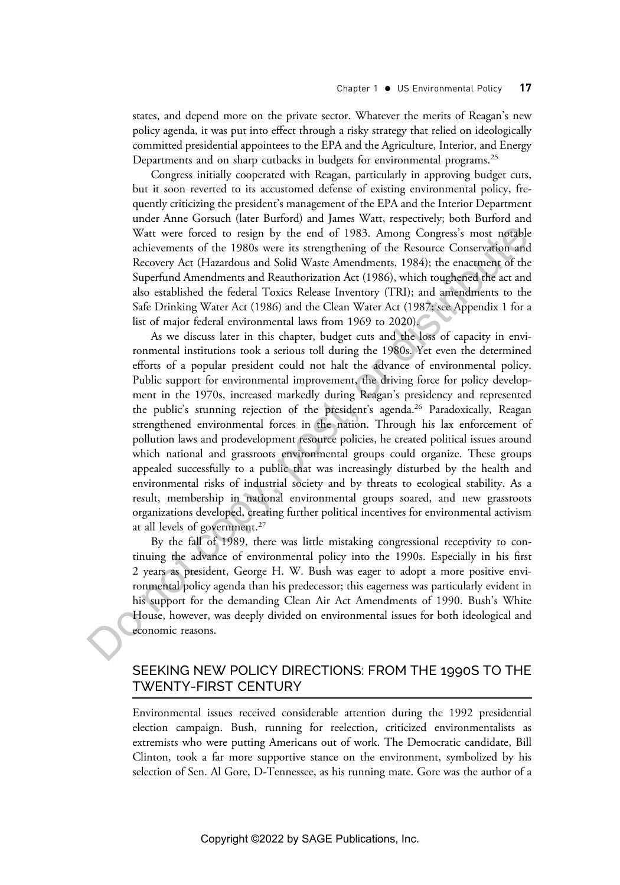states, and depend more on the private sector. Whatever the merits of Reagan's new policy agenda, it was put into effect through a risky strategy that relied on ideologically committed presidential appointees to the EPA and the Agriculture, Interior, and Energy Departments and on sharp cutbacks in budgets for environmental programs.[25]

Congress initially cooperated with Reagan, particularly in approving budget cuts, but it soon reverted to its accustomed defense of existing environmental policy, frequently criticizing the president's management of the EPA and the Interior Department under Anne Gorsuch (later Burford) and James Watt, respectively; both Burford and Watt were forced to resign by the end of 1983. Among Congress's most notable achievements of the 1980s were its strengthening of the Resource Conservation and Recovery Act (Hazardous and Solid Waste Amendments, 1984); the enactment of the Superfund Amendments and Reauthorization Act (1986), which toughened the act and also established the federal Toxics Release Inventory (TRI); and amendments to the Safe Drinking Water Act (1986) and the Clean Water Act (1987; see Appendix 1 for a list of major federal environmental laws from 1969 to 2020).

As we discuss later in this chapter, budget cuts and the loss of capacity in environmental institutions took a serious toll during the 1980s. Yet even the determined efforts of a popular president could not halt the advance of environmental policy. Public support for environmental improvement, the driving force for policy development in the 1970s, increased markedly during Reagan's presidency and represented the public's stunning rejection of the president's agenda.[26] Paradoxically, Reagan strengthened environmental forces in the nation. Through his lax enforcement of pollution laws and prodevelopment resource policies, he created political issues around which national and grassroots environmental groups could organize. These groups appealed successfully to a public that was increasingly disturbed by the health and environmental risks of industrial society and by threats to ecological stability. As a result, membership in national environmental groups soared, and new grassroots organizations developed, creating further political incentives for environmental activism at all levels of government.[27]

By the fall of 1989, there was little mistaking congressional receptivity to continuing the advance of environmental policy into the 1990s. Especially in his first 2 years as president, George H. W. Bush was eager to adopt a more positive environmental policy agenda than his predecessor; this eagerness was particularly evident in his support for the demanding Clean Air Act Amendments of 1990. Bush's White House, however, was deeply divided on environmental issues for both ideological and economic reasons.

## SEEKING NEW POLICY DIRECTIONS: FROM THE 1990S TO THE TWENTY-FIRST CENTURY

Environmental issues received considerable attention during the 1992 presidential election campaign. Bush, running for reelection, criticized environmentalists as extremists who were putting Americans out of work. The Democratic candidate, Bill Clinton, took a far more supportive stance on the environment, symbolized by his selection of Sen. Al Gore, D-Tennessee, as his running mate. Gore was the author of a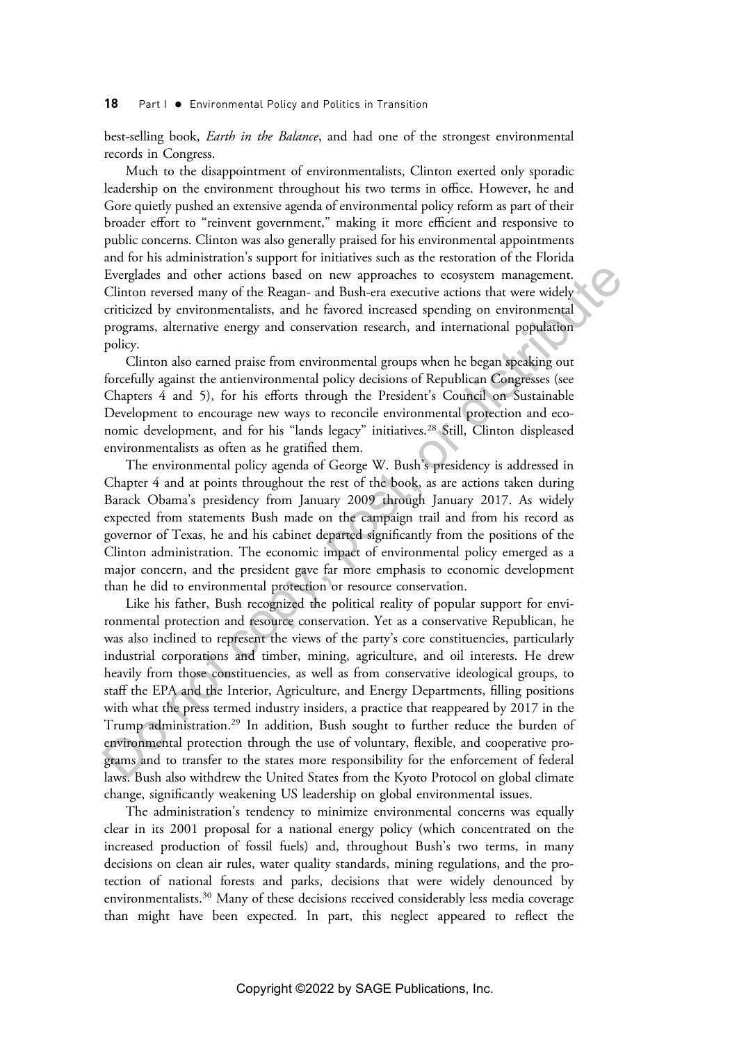best-selling book, *Earth in the Balance*, and had one of the strongest environmental records in Congress.

Much to the disappointment of environmentalists, Clinton exerted only sporadic leadership on the environment throughout his two terms in office. However, he and Gore quietly pushed an extensive agenda of environmental policy reform as part of their broader effort to "reinvent government," making it more efficient and responsive to public concerns. Clinton was also generally praised for his environmental appointments and for his administration's support for initiatives such as the restoration of the Florida Everglades and other actions based on new approaches to ecosystem management. Clinton reversed many of the Reagan- and Bush-era executive actions that were widely criticized by environmentalists, and he favored increased spending on environmental programs, alternative energy and conservation research, and international population policy.

Clinton also earned praise from environmental groups when he began speaking out forcefully against the antienvironmental policy decisions of Republican Congresses (see Chapters 4 and 5), for his efforts through the President's Council on Sustainable Development to encourage new ways to reconcile environmental protection and economic development, and for his "lands legacy" initiatives.[28] Still, Clinton displeased environmentalists as often as he gratified them.

The environmental policy agenda of George W. Bush's presidency is addressed in Chapter 4 and at points throughout the rest of the book, as are actions taken during Barack Obama's presidency from January 2009 through January 2017. As widely expected from statements Bush made on the campaign trail and from his record as governor of Texas, he and his cabinet departed significantly from the positions of the Clinton administration. The economic impact of environmental policy emerged as a major concern, and the president gave far more emphasis to economic development than he did to environmental protection or resource conservation.

Like his father, Bush recognized the political reality of popular support for environmental protection and resource conservation. Yet as a conservative Republican, he was also inclined to represent the views of the party's core constituencies, particularly industrial corporations and timber, mining, agriculture, and oil interests. He drew heavily from those constituencies, as well as from conservative ideological groups, to staff the EPA and the Interior, Agriculture, and Energy Departments, filling positions with what the press termed industry insiders, a practice that reappeared by 2017 in the Trump administration.[29] In addition, Bush sought to further reduce the burden of environmental protection through the use of voluntary, flexible, and cooperative programs and to transfer to the states more responsibility for the enforcement of federal laws. Bush also withdrew the United States from the Kyoto Protocol on global climate change, significantly weakening US leadership on global environmental issues.

The administration's tendency to minimize environmental concerns was equally clear in its 2001 proposal for a national energy policy (which concentrated on the increased production of fossil fuels) and, throughout Bush's two terms, in many decisions on clean air rules, water quality standards, mining regulations, and the protection of national forests and parks, decisions that were widely denounced by environmentalists.[30] Many of these decisions received considerably less media coverage than might have been expected. In part, this neglect appeared to reflect the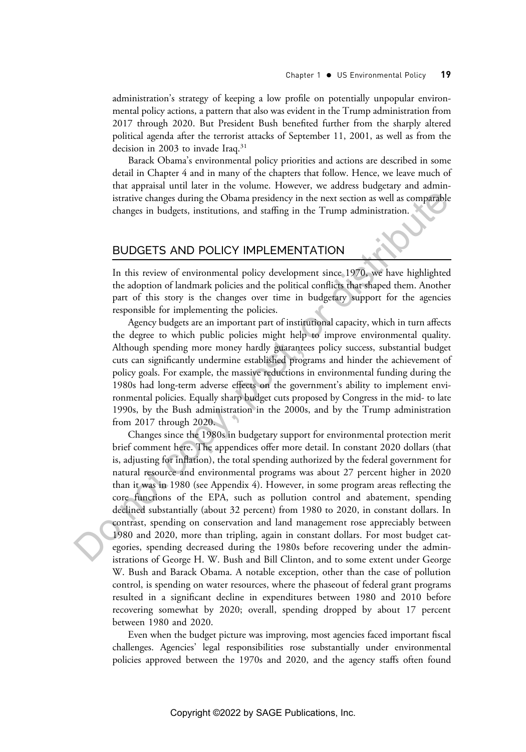administration's strategy of keeping a low profile on potentially unpopular environmental policy actions, a pattern that also was evident in the Trump administration from 2017 through 2020. But President Bush benefited further from the sharply altered political agenda after the terrorist attacks of September 11, 2001, as well as from the decision in 2003 to invade Iraq.[31]

Barack Obama's environmental policy priorities and actions are described in some detail in Chapter 4 and in many of the chapters that follow. Hence, we leave much of that appraisal until later in the volume. However, we address budgetary and administrative changes during the Obama presidency in the next section as well as comparable changes in budgets, institutions, and staffing in the Trump administration.

## BUDGETS AND POLICY IMPLEMENTATION

In this review of environmental policy development since 1970, we have highlighted the adoption of landmark policies and the political conflicts that shaped them. Another part of this story is the changes over time in budgetary support for the agencies responsible for implementing the policies.

Agency budgets are an important part of institutional capacity, which in turn affects the degree to which public policies might help to improve environmental quality. Although spending more money hardly guarantees policy success, substantial budget cuts can significantly undermine established programs and hinder the achievement of policy goals. For example, the massive reductions in environmental funding during the 1980s had long-term adverse effects on the government's ability to implement environmental policies. Equally sharp budget cuts proposed by Congress in the mid- to late 1990s, by the Bush administration in the 2000s, and by the Trump administration from 2017 through 2020.

Changes since the 1980s in budgetary support for environmental protection merit brief comment here. The appendices offer more detail. In constant 2020 dollars (that is, adjusting for inflation), the total spending authorized by the federal government for natural resource and environmental programs was about 27 percent higher in 2020 than it was in 1980 (see Appendix 4). However, in some program areas reflecting the core functions of the EPA, such as pollution control and abatement, spending declined substantially (about 32 percent) from 1980 to 2020, in constant dollars. In contrast, spending on conservation and land management rose appreciably between 1980 and 2020, more than tripling, again in constant dollars. For most budget categories, spending decreased during the 1980s before recovering under the administrations of George H. W. Bush and Bill Clinton, and to some extent under George W. Bush and Barack Obama. A notable exception, other than the case of pollution control, is spending on water resources, where the phaseout of federal grant programs resulted in a significant decline in expenditures between 1980 and 2010 before recovering somewhat by 2020; overall, spending dropped by about 17 percent between 1980 and 2020.

Even when the budget picture was improving, most agencies faced important fiscal challenges. Agencies' legal responsibilities rose substantially under environmental policies approved between the 1970s and 2020, and the agency staffs often found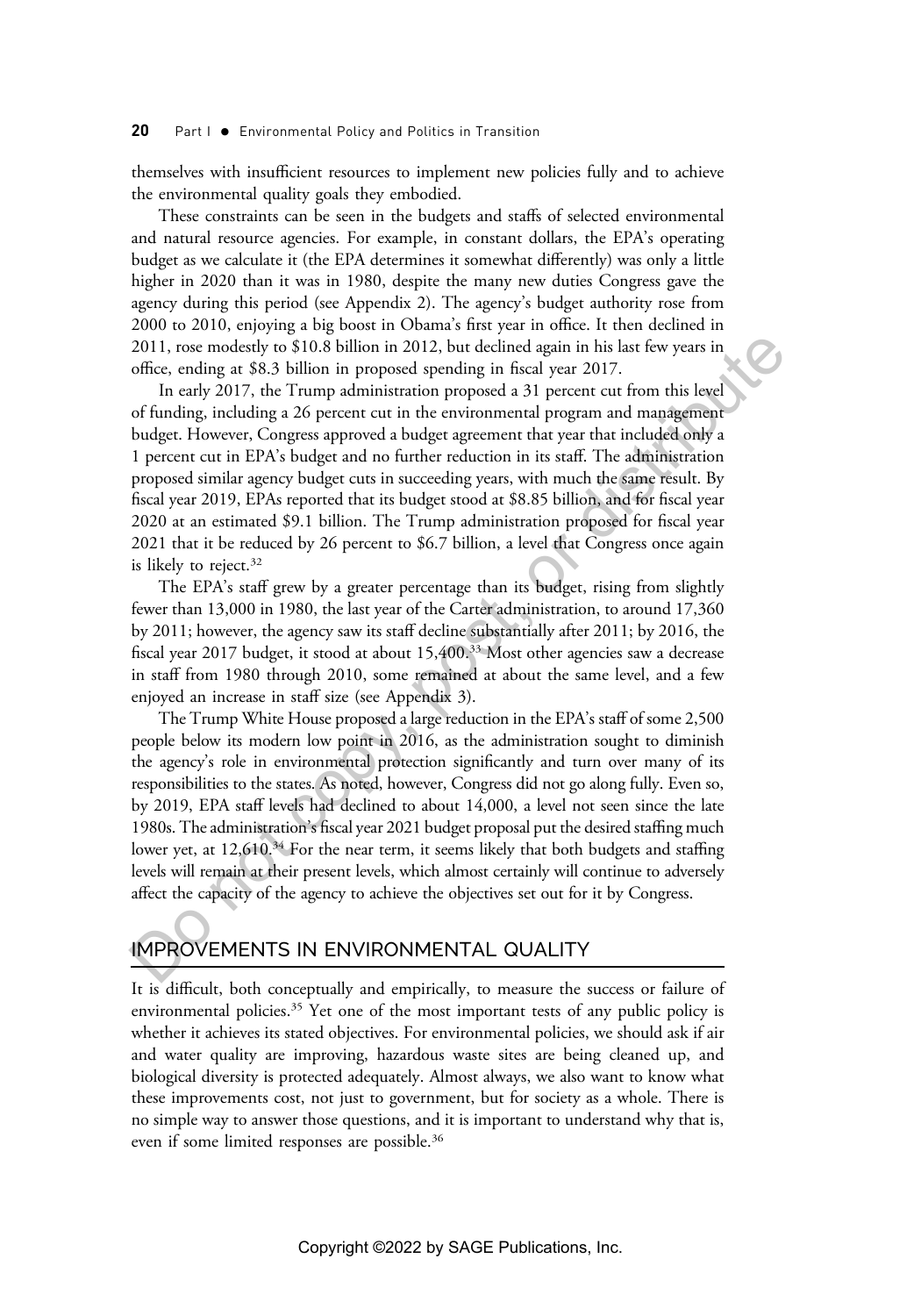themselves with insufficient resources to implement new policies fully and to achieve the environmental quality goals they embodied.

These constraints can be seen in the budgets and staffs of selected environmental and natural resource agencies. For example, in constant dollars, the EPA's operating budget as we calculate it (the EPA determines it somewhat differently) was only a little higher in 2020 than it was in 1980, despite the many new duties Congress gave the agency during this period (see Appendix 2). The agency's budget authority rose from 2000 to 2010, enjoying a big boost in Obama's first year in office. It then declined in 2011, rose modestly to $10.8 billion in 2012, but declined again in his last few years in office, ending at $8.3 billion in proposed spending in fiscal year 2017.

In early 2017, the Trump administration proposed a 31 percent cut from this level of funding, including a 26 percent cut in the environmental program and management budget. However, Congress approved a budget agreement that year that included only a 1 percent cut in EPA's budget and no further reduction in its staff. The administration proposed similar agency budget cuts in succeeding years, with much the same result. By fiscal year 2019, EPAs reported that its budget stood at $8.85 billion, and for fiscal year 2020 at an estimated $9.1 billion. The Trump administration proposed for fiscal year 2021 that it be reduced by 26 percent to $6.7 billion, a level that Congress once again is likely to reject.[32]

The EPA's staff grew by a greater percentage than its budget, rising from slightly fewer than 13,000 in 1980, the last year of the Carter administration, to around 17,360 by 2011; however, the agency saw its staff decline substantially after 2011; by 2016, the fiscal year 2017 budget, it stood at about 15,400.[33] Most other agencies saw a decrease in staff from 1980 through 2010, some remained at about the same level, and a few enjoyed an increase in staff size (see Appendix 3).

The Trump White House proposed a large reduction in the EPA's staff of some 2,500 people below its modern low point in 2016, as the administration sought to diminish the agency's role in environmental protection significantly and turn over many of its responsibilities to the states. As noted, however, Congress did not go along fully. Even so, by 2019, EPA staff levels had declined to about 14,000, a level not seen since the late 1980s. The administration's fiscal year 2021 budget proposal put the desired staffing much lower yet, at 12,610.[34] For the near term, it seems likely that both budgets and staffing levels will remain at their present levels, which almost certainly will continue to adversely affect the capacity of the agency to achieve the objectives set out for it by Congress.

## IMPROVEMENTS IN ENVIRONMENTAL QUALITY

It is difficult, both conceptually and empirically, to measure the success or failure of environmental policies.[35] Yet one of the most important tests of any public policy is whether it achieves its stated objectives. For environmental policies, we should ask if air and water quality are improving, hazardous waste sites are being cleaned up, and biological diversity is protected adequately. Almost always, we also want to know what these improvements cost, not just to government, but for society as a whole. There is no simple way to answer those questions, and it is important to understand why that is, even if some limited responses are possible.[36]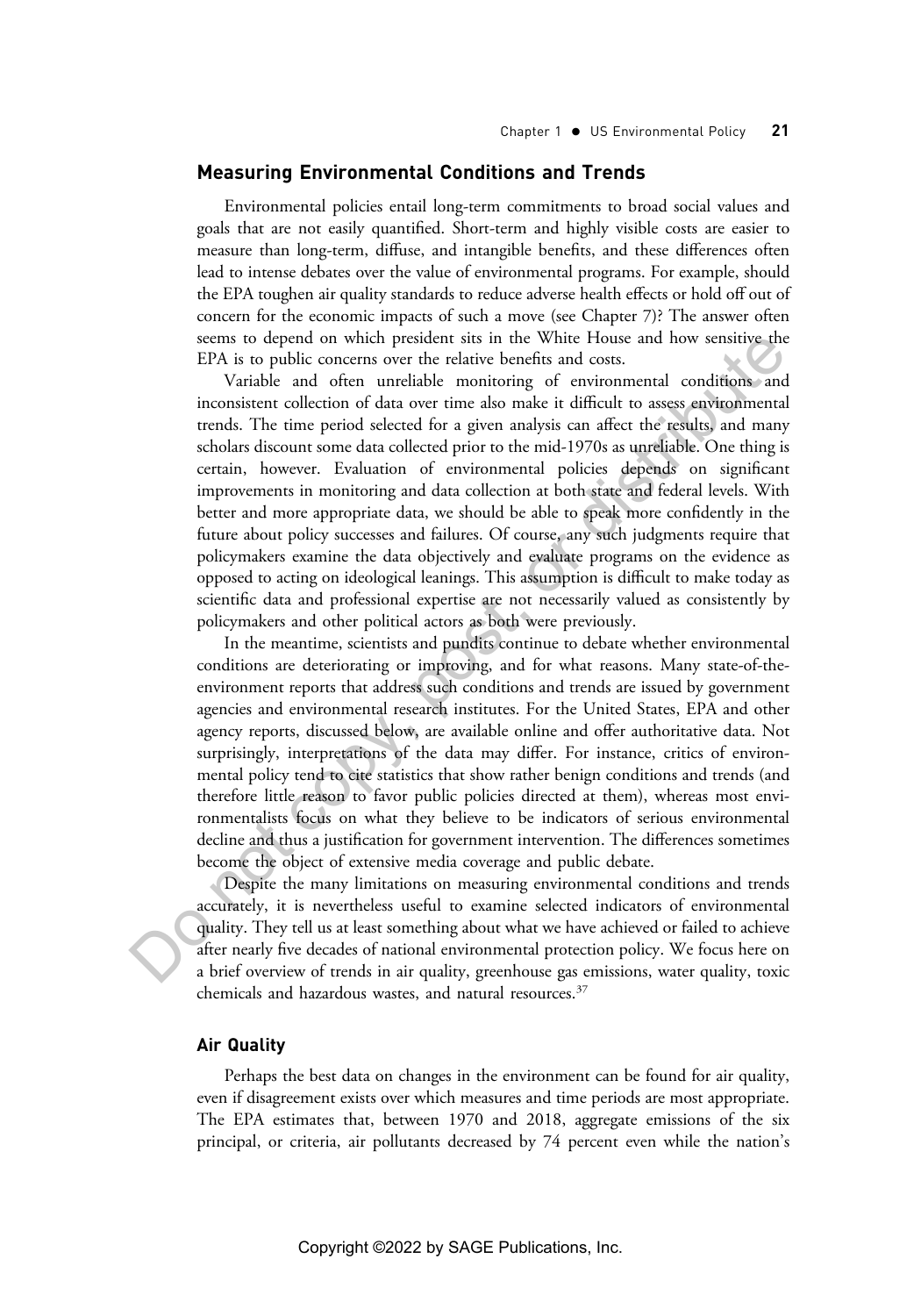## Measuring Environmental Conditions and Trends

Environmental policies entail long-term commitments to broad social values and goals that are not easily quantified. Short-term and highly visible costs are easier to measure than long-term, diffuse, and intangible benefits, and these differences often lead to intense debates over the value of environmental programs. For example, should the EPA toughen air quality standards to reduce adverse health effects or hold off out of concern for the economic impacts of such a move (see Chapter 7)? The answer often seems to depend on which president sits in the White House and how sensitive the EPA is to public concerns over the relative benefits and costs.

Variable and often unreliable monitoring of environmental conditions and inconsistent collection of data over time also make it difficult to assess environmental trends. The time period selected for a given analysis can affect the results, and many scholars discount some data collected prior to the mid-1970s as unreliable. One thing is certain, however. Evaluation of environmental policies depends on significant improvements in monitoring and data collection at both state and federal levels. With better and more appropriate data, we should be able to speak more confidently in the future about policy successes and failures. Of course, any such judgments require that policymakers examine the data objectively and evaluate programs on the evidence as opposed to acting on ideological leanings. This assumption is difficult to make today as scientific data and professional expertise are not necessarily valued as consistently by policymakers and other political actors as both were previously.

In the meantime, scientists and pundits continue to debate whether environmental conditions are deteriorating or improving, and for what reasons. Many state-of-the-environment reports that address such conditions and trends are issued by government agencies and environmental research institutes. For the United States, EPA and other agency reports, discussed below, are available online and offer authoritative data. Not surprisingly, interpretations of the data may differ. For instance, critics of environmental policy tend to cite statistics that show rather benign conditions and trends (and therefore little reason to favor public policies directed at them), whereas most environmentalists focus on what they believe to be indicators of serious environmental decline and thus a justification for government intervention. The differences sometimes become the object of extensive media coverage and public debate.

Despite the many limitations on measuring environmental conditions and trends accurately, it is nevertheless useful to examine selected indicators of environmental quality. They tell us at least something about what we have achieved or failed to achieve after nearly five decades of national environmental protection policy. We focus here on a brief overview of trends in air quality, greenhouse gas emissions, water quality, toxic chemicals and hazardous wastes, and natural resources.[37]

### Air Quality

Perhaps the best data on changes in the environment can be found for air quality, even if disagreement exists over which measures and time periods are most appropriate. The EPA estimates that, between 1970 and 2018, aggregate emissions of the six principal, or criteria, air pollutants decreased by 74 percent even while the nation's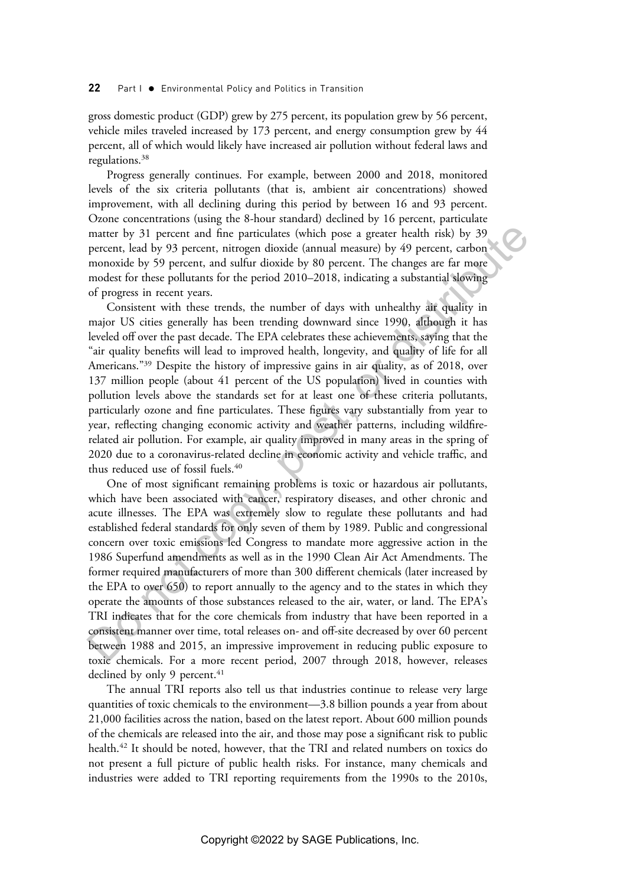gross domestic product (GDP) grew by 275 percent, its population grew by 56 percent, vehicle miles traveled increased by 173 percent, and energy consumption grew by 44 percent, all of which would likely have increased air pollution without federal laws and regulations.[38]

Progress generally continues. For example, between 2000 and 2018, monitored levels of the six criteria pollutants (that is, ambient air concentrations) showed improvement, with all declining during this period by between 16 and 93 percent. Ozone concentrations (using the 8-hour standard) declined by 16 percent, particulate matter by 31 percent and fine particulates (which pose a greater health risk) by 39 percent, lead by 93 percent, nitrogen dioxide (annual measure) by 49 percent, carbon monoxide by 59 percent, and sulfur dioxide by 80 percent. The changes are far more modest for these pollutants for the period 2010–2018, indicating a substantial slowing of progress in recent years.

Consistent with these trends, the number of days with unhealthy air quality in major US cities generally has been trending downward since 1990, although it has leveled off over the past decade. The EPA celebrates these achievements, saying that the "air quality benefits will lead to improved health, longevity, and quality of life for all Americans."[39] Despite the history of impressive gains in air quality, as of 2018, over 137 million people (about 41 percent of the US population) lived in counties with pollution levels above the standards set for at least one of these criteria pollutants, particularly ozone and fine particulates. These figures vary substantially from year to year, reflecting changing economic activity and weather patterns, including wildfire-related air pollution. For example, air quality improved in many areas in the spring of 2020 due to a coronavirus-related decline in economic activity and vehicle traffic, and thus reduced use of fossil fuels.[40]

One of most significant remaining problems is toxic or hazardous air pollutants, which have been associated with cancer, respiratory diseases, and other chronic and acute illnesses. The EPA was extremely slow to regulate these pollutants and had established federal standards for only seven of them by 1989. Public and congressional concern over toxic emissions led Congress to mandate more aggressive action in the 1986 Superfund amendments as well as in the 1990 Clean Air Act Amendments. The former required manufacturers of more than 300 different chemicals (later increased by the EPA to over 650) to report annually to the agency and to the states in which they operate the amounts of those substances released to the air, water, or land. The EPA's TRI indicates that for the core chemicals from industry that have been reported in a consistent manner over time, total releases on- and off-site decreased by over 60 percent between 1988 and 2015, an impressive improvement in reducing public exposure to toxic chemicals. For a more recent period, 2007 through 2018, however, releases declined by only 9 percent.[41]

The annual TRI reports also tell us that industries continue to release very large quantities of toxic chemicals to the environment—3.8 billion pounds a year from about 21,000 facilities across the nation, based on the latest report. About 600 million pounds of the chemicals are released into the air, and those may pose a significant risk to public health.[42] It should be noted, however, that the TRI and related numbers on toxics do not present a full picture of public health risks. For instance, many chemicals and industries were added to TRI reporting requirements from the 1990s to the 2010s,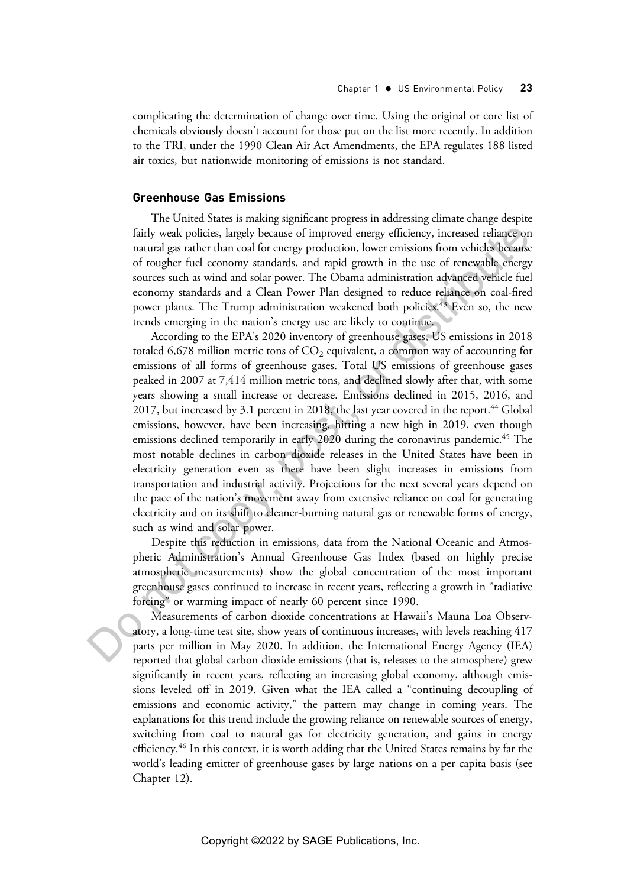complicating the determination of change over time. Using the original or core list of chemicals obviously doesn't account for those put on the list more recently. In addition to the TRI, under the 1990 Clean Air Act Amendments, the EPA regulates 188 listed air toxics, but nationwide monitoring of emissions is not standard.

### Greenhouse Gas Emissions

The United States is making significant progress in addressing climate change despite fairly weak policies, largely because of improved energy efficiency, increased reliance on natural gas rather than coal for energy production, lower emissions from vehicles because of tougher fuel economy standards, and rapid growth in the use of renewable energy sources such as wind and solar power. The Obama administration advanced vehicle fuel economy standards and a Clean Power Plan designed to reduce reliance on coal-fired power plants. The Trump administration weakened both policies.[43] Even so, the new trends emerging in the nation's energy use are likely to continue.

According to the EPA's 2020 inventory of greenhouse gases, US emissions in 2018 totaled 6,678 million metric tons of $CO_2$ equivalent, a common way of accounting for emissions of all forms of greenhouse gases. Total US emissions of greenhouse gases peaked in 2007 at 7,414 million metric tons, and declined slowly after that, with some years showing a small increase or decrease. Emissions declined in 2015, 2016, and 2017, but increased by 3.1 percent in 2018, the last year covered in the report.[44] Global emissions, however, have been increasing, hitting a new high in 2019, even though emissions declined temporarily in early 2020 during the coronavirus pandemic.[45] The most notable declines in carbon dioxide releases in the United States have been in electricity generation even as there have been slight increases in emissions from transportation and industrial activity. Projections for the next several years depend on the pace of the nation's movement away from extensive reliance on coal for generating electricity and on its shift to cleaner-burning natural gas or renewable forms of energy, such as wind and solar power.

Despite this reduction in emissions, data from the National Oceanic and Atmospheric Administration's Annual Greenhouse Gas Index (based on highly precise atmospheric measurements) show the global concentration of the most important greenhouse gases continued to increase in recent years, reflecting a growth in "radiative forcing" or warming impact of nearly 60 percent since 1990.

Measurements of carbon dioxide concentrations at Hawaii's Mauna Loa Observatory, a long-time test site, show years of continuous increases, with levels reaching 417 parts per million in May 2020. In addition, the International Energy Agency (IEA) reported that global carbon dioxide emissions (that is, releases to the atmosphere) grew significantly in recent years, reflecting an increasing global economy, although emissions leveled off in 2019. Given what the IEA called a "continuing decoupling of emissions and economic activity," the pattern may change in coming years. The explanations for this trend include the growing reliance on renewable sources of energy, switching from coal to natural gas for electricity generation, and gains in energy efficiency.[46] In this context, it is worth adding that the United States remains by far the world's leading emitter of greenhouse gases by large nations on a per capita basis (see Chapter 12).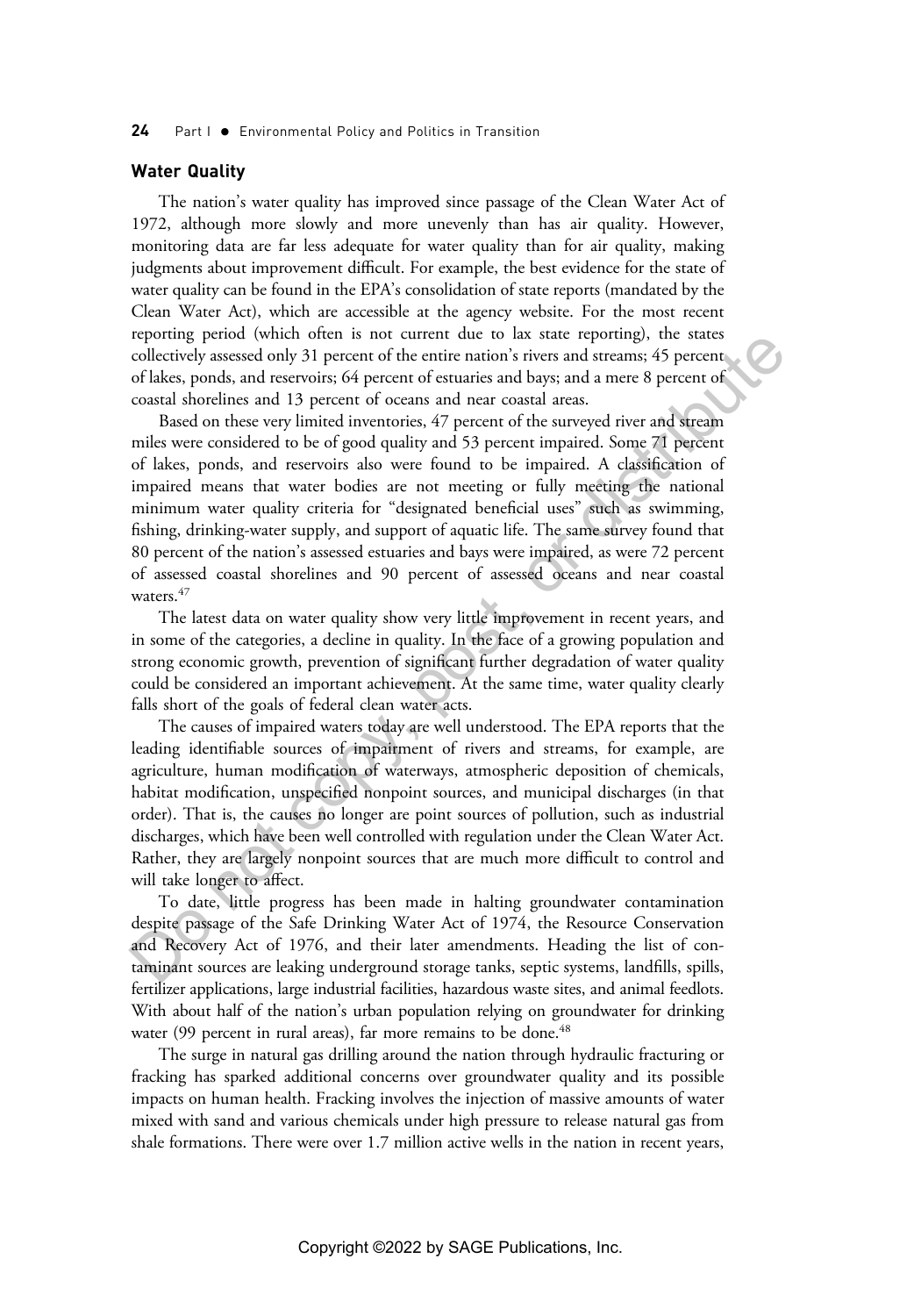## Water Quality

The nation's water quality has improved since passage of the Clean Water Act of 1972, although more slowly and more unevenly than has air quality. However, monitoring data are far less adequate for water quality than for air quality, making judgments about improvement difficult. For example, the best evidence for the state of water quality can be found in the EPA's consolidation of state reports (mandated by the Clean Water Act), which are accessible at the agency website. For the most recent reporting period (which often is not current due to lax state reporting), the states collectively assessed only 31 percent of the entire nation's rivers and streams; 45 percent of lakes, ponds, and reservoirs; 64 percent of estuaries and bays; and a mere 8 percent of coastal shorelines and 13 percent of oceans and near coastal areas.

Based on these very limited inventories, 47 percent of the surveyed river and stream miles were considered to be of good quality and 53 percent impaired. Some 71 percent of lakes, ponds, and reservoirs also were found to be impaired. A classification of impaired means that water bodies are not meeting or fully meeting the national minimum water quality criteria for "designated beneficial uses" such as swimming, fishing, drinking-water supply, and support of aquatic life. The same survey found that 80 percent of the nation's assessed estuaries and bays were impaired, as were 72 percent of assessed coastal shorelines and 90 percent of assessed oceans and near coastal waters.[47]

The latest data on water quality show very little improvement in recent years, and in some of the categories, a decline in quality. In the face of a growing population and strong economic growth, prevention of significant further degradation of water quality could be considered an important achievement. At the same time, water quality clearly falls short of the goals of federal clean water acts.

The causes of impaired waters today are well understood. The EPA reports that the leading identifiable sources of impairment of rivers and streams, for example, are agriculture, human modification of waterways, atmospheric deposition of chemicals, habitat modification, unspecified nonpoint sources, and municipal discharges (in that order). That is, the causes no longer are point sources of pollution, such as industrial discharges, which have been well controlled with regulation under the Clean Water Act. Rather, they are largely nonpoint sources that are much more difficult to control and will take longer to affect.

To date, little progress has been made in halting groundwater contamination despite passage of the Safe Drinking Water Act of 1974, the Resource Conservation and Recovery Act of 1976, and their later amendments. Heading the list of contaminant sources are leaking underground storage tanks, septic systems, landfills, spills, fertilizer applications, large industrial facilities, hazardous waste sites, and animal feedlots. With about half of the nation's urban population relying on groundwater for drinking water (99 percent in rural areas), far more remains to be done.[48]

The surge in natural gas drilling around the nation through hydraulic fracturing or fracking has sparked additional concerns over groundwater quality and its possible impacts on human health. Fracking involves the injection of massive amounts of water mixed with sand and various chemicals under high pressure to release natural gas from shale formations. There were over 1.7 million active wells in the nation in recent years,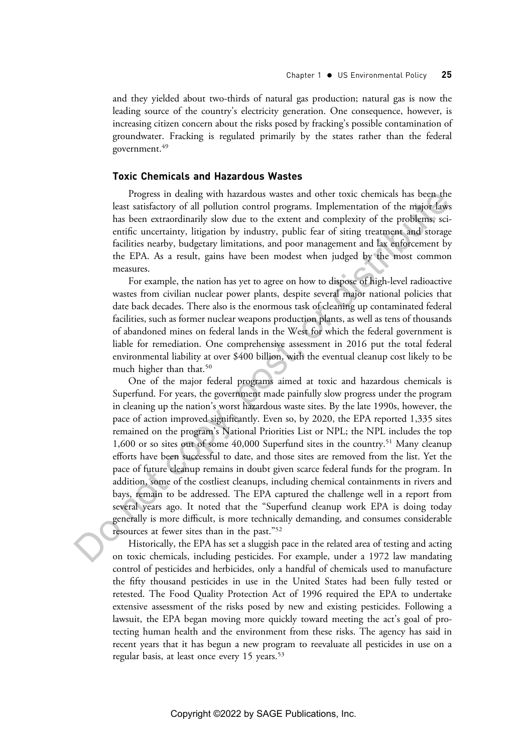and they yielded about two-thirds of natural gas production; natural gas is now the leading source of the country's electricity generation. One consequence, however, is increasing citizen concern about the risks posed by fracking's possible contamination of groundwater. Fracking is regulated primarily by the states rather than the federal government.[49]

### Toxic Chemicals and Hazardous Wastes

Progress in dealing with hazardous wastes and other toxic chemicals has been the least satisfactory of all pollution control programs. Implementation of the major laws has been extraordinarily slow due to the extent and complexity of the problems, scientific uncertainty, litigation by industry, public fear of siting treatment and storage facilities nearby, budgetary limitations, and poor management and lax enforcement by the EPA. As a result, gains have been modest when judged by the most common measures.

For example, the nation has yet to agree on how to dispose of high-level radioactive wastes from civilian nuclear power plants, despite several major national policies that date back decades. There also is the enormous task of cleaning up contaminated federal facilities, such as former nuclear weapons production plants, as well as tens of thousands of abandoned mines on federal lands in the West for which the federal government is liable for remediation. One comprehensive assessment in 2016 put the total federal environmental liability at over $400 billion, with the eventual cleanup cost likely to be much higher than that.[50]

One of the major federal programs aimed at toxic and hazardous chemicals is Superfund. For years, the government made painfully slow progress under the program in cleaning up the nation's worst hazardous waste sites. By the late 1990s, however, the pace of action improved significantly. Even so, by 2020, the EPA reported 1,335 sites remained on the program's National Priorities List or NPL; the NPL includes the top 1,600 or so sites out of some 40,000 Superfund sites in the country.[51] Many cleanup efforts have been successful to date, and those sites are removed from the list. Yet the pace of future cleanup remains in doubt given scarce federal funds for the program. In addition, some of the costliest cleanups, including chemical containments in rivers and bays, remain to be addressed. The EPA captured the challenge well in a report from several years ago. It noted that the "Superfund cleanup work EPA is doing today generally is more difficult, is more technically demanding, and consumes considerable resources at fewer sites than in the past."[52]

Historically, the EPA has set a sluggish pace in the related area of testing and acting on toxic chemicals, including pesticides. For example, under a 1972 law mandating control of pesticides and herbicides, only a handful of chemicals used to manufacture the fifty thousand pesticides in use in the United States had been fully tested or retested. The Food Quality Protection Act of 1996 required the EPA to undertake extensive assessment of the risks posed by new and existing pesticides. Following a lawsuit, the EPA began moving more quickly toward meeting the act's goal of protecting human health and the environment from these risks. The agency has said in recent years that it has begun a new program to reevaluate all pesticides in use on a regular basis, at least once every 15 years.[53]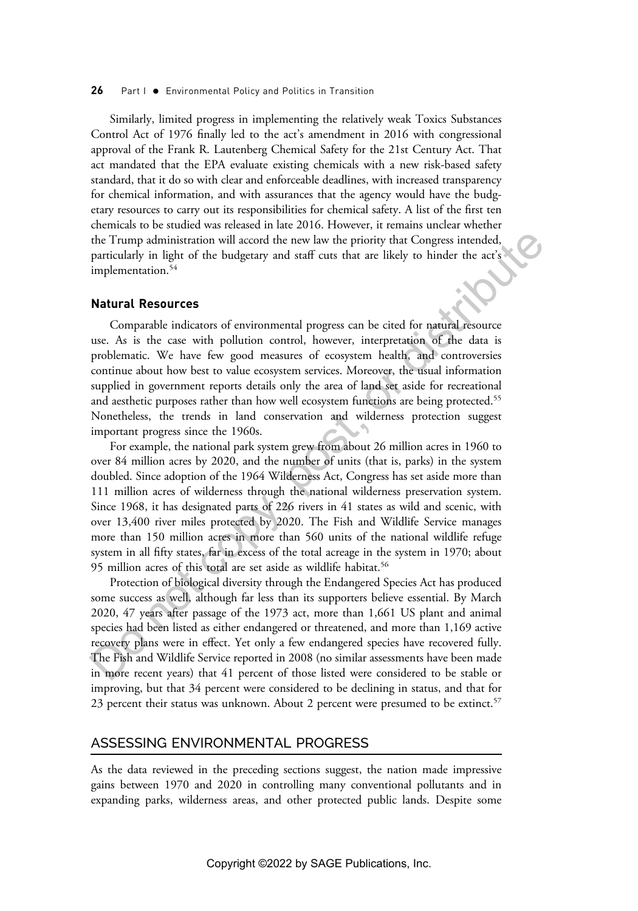Similarly, limited progress in implementing the relatively weak Toxics Substances Control Act of 1976 finally led to the act's amendment in 2016 with congressional approval of the Frank R. Lautenberg Chemical Safety for the 21st Century Act. That act mandated that the EPA evaluate existing chemicals with a new risk-based safety standard, that it do so with clear and enforceable deadlines, with increased transparency for chemical information, and with assurances that the agency would have the budgetary resources to carry out its responsibilities for chemical safety. A list of the first ten chemicals to be studied was released in late 2016. However, it remains unclear whether the Trump administration will accord the new law the priority that Congress intended, particularly in light of the budgetary and staff cuts that are likely to hinder the act's implementation.[54]

### Natural Resources

Comparable indicators of environmental progress can be cited for natural resource use. As is the case with pollution control, however, interpretation of the data is problematic. We have few good measures of ecosystem health, and controversies continue about how best to value ecosystem services. Moreover, the usual information supplied in government reports details only the area of land set aside for recreational and aesthetic purposes rather than how well ecosystem functions are being protected.[55] Nonetheless, the trends in land conservation and wilderness protection suggest important progress since the 1960s.

For example, the national park system grew from about 26 million acres in 1960 to over 84 million acres by 2020, and the number of units (that is, parks) in the system doubled. Since adoption of the 1964 Wilderness Act, Congress has set aside more than 111 million acres of wilderness through the national wilderness preservation system. Since 1968, it has designated parts of 226 rivers in 41 states as wild and scenic, with over 13,400 river miles protected by 2020. The Fish and Wildlife Service manages more than 150 million acres in more than 560 units of the national wildlife refuge system in all fifty states, far in excess of the total acreage in the system in 1970; about 95 million acres of this total are set aside as wildlife habitat.[56]

Protection of biological diversity through the Endangered Species Act has produced some success as well, although far less than its supporters believe essential. By March 2020, 47 years after passage of the 1973 act, more than 1,661 US plant and animal species had been listed as either endangered or threatened, and more than 1,169 active recovery plans were in effect. Yet only a few endangered species have recovered fully. The Fish and Wildlife Service reported in 2008 (no similar assessments have been made in more recent years) that 41 percent of those listed were considered to be stable or improving, but that 34 percent were considered to be declining in status, and that for 23 percent their status was unknown. About 2 percent were presumed to be extinct.[57]

## ASSESSING ENVIRONMENTAL PROGRESS

As the data reviewed in the preceding sections suggest, the nation made impressive gains between 1970 and 2020 in controlling many conventional pollutants and in expanding parks, wilderness areas, and other protected public lands. Despite some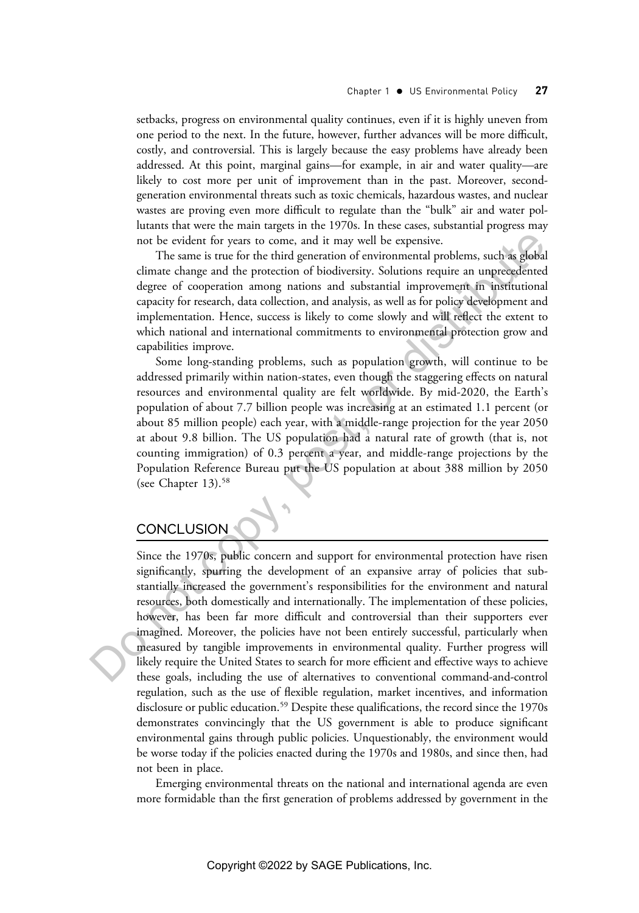setbacks, progress on environmental quality continues, even if it is highly uneven from one period to the next. In the future, however, further advances will be more difficult, costly, and controversial. This is largely because the easy problems have already been addressed. At this point, marginal gains—for example, in air and water quality—are likely to cost more per unit of improvement than in the past. Moreover, second-generation environmental threats such as toxic chemicals, hazardous wastes, and nuclear wastes are proving even more difficult to regulate than the "bulk" air and water pollutants that were the main targets in the 1970s. In these cases, substantial progress may not be evident for years to come, and it may well be expensive.

The same is true for the third generation of environmental problems, such as global climate change and the protection of biodiversity. Solutions require an unprecedented degree of cooperation among nations and substantial improvement in institutional capacity for research, data collection, and analysis, as well as for policy development and implementation. Hence, success is likely to come slowly and will reflect the extent to which national and international commitments to environmental protection grow and capabilities improve.

Some long-standing problems, such as population growth, will continue to be addressed primarily within nation-states, even though the staggering effects on natural resources and environmental quality are felt worldwide. By mid-2020, the Earth's population of about 7.7 billion people was increasing at an estimated 1.1 percent (or about 85 million people) each year, with a middle-range projection for the year 2050 at about 9.8 billion. The US population had a natural rate of growth (that is, not counting immigration) of 0.3 percent a year, and middle-range projections by the Population Reference Bureau put the US population at about 388 million by 2050 (see Chapter 13).[58]

## CONCLUSION

Since the 1970s, public concern and support for environmental protection have risen significantly, spurring the development of an expansive array of policies that substantially increased the government's responsibilities for the environment and natural resources, both domestically and internationally. The implementation of these policies, however, has been far more difficult and controversial than their supporters ever imagined. Moreover, the policies have not been entirely successful, particularly when measured by tangible improvements in environmental quality. Further progress will likely require the United States to search for more efficient and effective ways to achieve these goals, including the use of alternatives to conventional command-and-control regulation, such as the use of flexible regulation, market incentives, and information disclosure or public education.[59] Despite these qualifications, the record since the 1970s demonstrates convincingly that the US government is able to produce significant environmental gains through public policies. Unquestionably, the environment would be worse today if the policies enacted during the 1970s and 1980s, and since then, had not been in place.

Emerging environmental threats on the national and international agenda are even more formidable than the first generation of problems addressed by government in the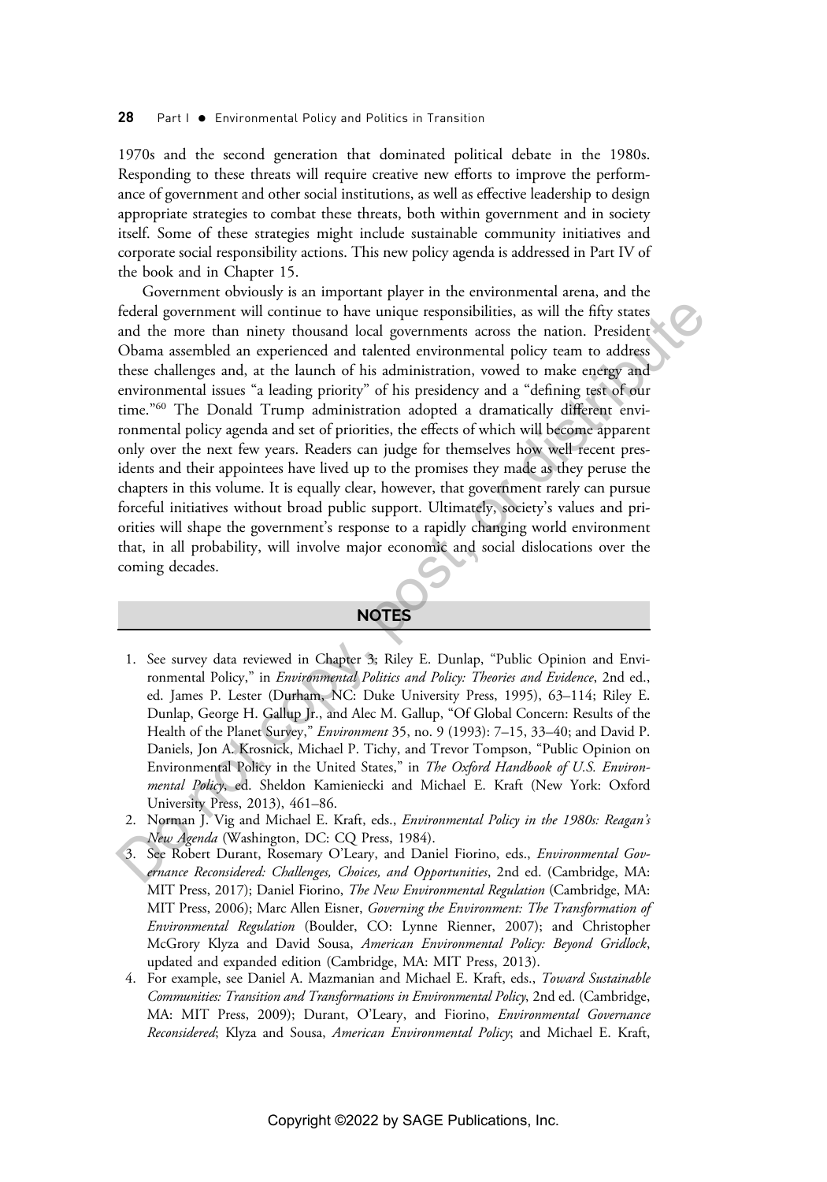1970s and the second generation that dominated political debate in the 1980s. Responding to these threats will require creative new efforts to improve the performance of government and other social institutions, as well as effective leadership to design appropriate strategies to combat these threats, both within government and in society itself. Some of these strategies might include sustainable community initiatives and corporate social responsibility actions. This new policy agenda is addressed in Part IV of the book and in Chapter 15.

Government obviously is an important player in the environmental arena, and the federal government will continue to have unique responsibilities, as will the fifty states and the more than ninety thousand local governments across the nation. President Obama assembled an experienced and talented environmental policy team to address these challenges and, at the launch of his administration, vowed to make energy and environmental issues "a leading priority" of his presidency and a "defining test of our time."[60] The Donald Trump administration adopted a dramatically different environmental policy agenda and set of priorities, the effects of which will become apparent only over the next few years. Readers can judge for themselves how well recent presidents and their appointees have lived up to the promises they made as they peruse the chapters in this volume. It is equally clear, however, that government rarely can pursue forceful initiatives without broad public support. Ultimately, society's values and priorities will shape the government's response to a rapidly changing world environment that, in all probability, will involve major economic and social dislocations over the coming decades.

## NOTES

1. See survey data reviewed in Chapter 3; Riley E. Dunlap, "Public Opinion and Environmental Policy," in *Environmental Politics and Policy: Theories and Evidence*, 2nd ed., ed. James P. Lester (Durham, NC: Duke University Press, 1995), 63–114; Riley E. Dunlap, George H. Gallup Jr., and Alec M. Gallup, "Of Global Concern: Results of the Health of the Planet Survey," *Environment* 35, no. 9 (1993): 7–15, 33–40; and David P. Daniels, Jon A. Krosnick, Michael P. Tichy, and Trevor Tompson, "Public Opinion on Environmental Policy in the United States," in *The Oxford Handbook of U.S. Environmental Policy*, ed. Sheldon Kamieniecki and Michael E. Kraft (New York: Oxford University Press, 2013), 461–86.
2. Norman J. Vig and Michael E. Kraft, eds., *Environmental Policy in the 1980s: Reagan's New Agenda* (Washington, DC: CQ Press, 1984).
3. See Robert Durant, Rosemary O'Leary, and Daniel Fiorino, eds., *Environmental Governance Reconsidered: Challenges, Choices, and Opportunities*, 2nd ed. (Cambridge, MA: MIT Press, 2017); Daniel Fiorino, *The New Environmental Regulation* (Cambridge, MA: MIT Press, 2006); Marc Allen Eisner, *Governing the Environment: The Transformation of Environmental Regulation* (Boulder, CO: Lynne Rienner, 2007); and Christopher McGrory Klyza and David Sousa, *American Environmental Policy: Beyond Gridlock*, updated and expanded edition (Cambridge, MA: MIT Press, 2013).
4. For example, see Daniel A. Mazmanian and Michael E. Kraft, eds., *Toward Sustainable Communities: Transition and Transformations in Environmental Policy*, 2nd ed. (Cambridge, MA: MIT Press, 2009); Durant, O'Leary, and Fiorino, *Environmental Governance Reconsidered*; Klyza and Sousa, *American Environmental Policy*; and Michael E. Kraft,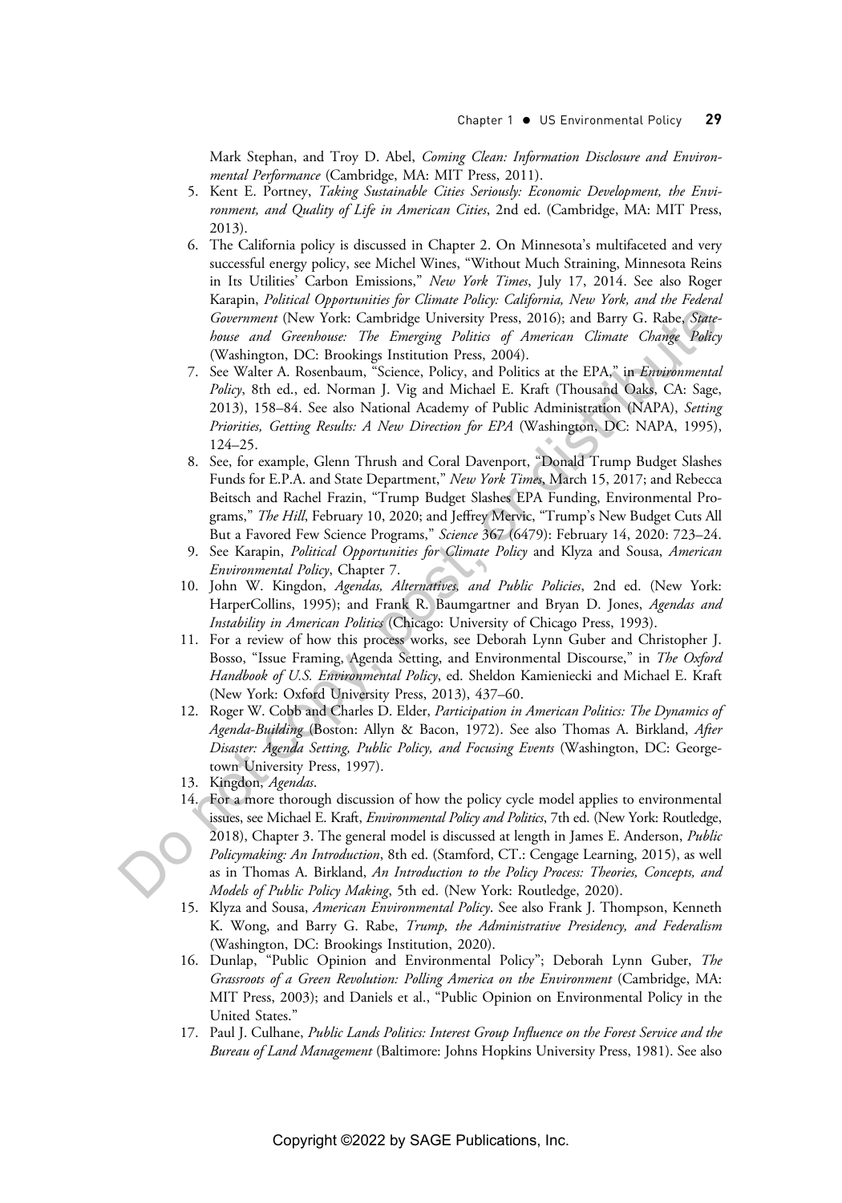Mark Stephan, and Troy D. Abel, *Coming Clean: Information Disclosure and Environmental Performance* (Cambridge, MA: MIT Press, 2011).

5. Kent E. Portney, *Taking Sustainable Cities Seriously: Economic Development, the Environment, and Quality of Life in American Cities*, 2nd ed. (Cambridge, MA: MIT Press, 2013).
6. The California policy is discussed in Chapter 2. On Minnesota's multifaceted and very successful energy policy, see Michel Wines, "Without Much Straining, Minnesota Reins in Its Utilities' Carbon Emissions," *New York Times*, July 17, 2014. See also Roger Karapin, *Political Opportunities for Climate Policy: California, New York, and the Federal Government* (New York: Cambridge University Press, 2016); and Barry G. Rabe, *Statehouse and Greenhouse: The Emerging Politics of American Climate Change Policy* (Washington, DC: Brookings Institution Press, 2004).
7. See Walter A. Rosenbaum, "Science, Policy, and Politics at the EPA," in *Environmental Policy*, 8th ed., ed. Norman J. Vig and Michael E. Kraft (Thousand Oaks, CA: Sage, 2013), 158–84. See also National Academy of Public Administration (NAPA), *Setting Priorities, Getting Results: A New Direction for EPA* (Washington, DC: NAPA, 1995), 124–25.
8. See, for example, Glenn Thrush and Coral Davenport, "Donald Trump Budget Slashes Funds for E.P.A. and State Department," *New York Times*, March 15, 2017; and Rebecca Beitsch and Rachel Frazin, "Trump Budget Slashes EPA Funding, Environmental Programs," *The Hill*, February 10, 2020; and Jeffrey Mervic, "Trump's New Budget Cuts All But a Favored Few Science Programs," *Science* 367 (6479): February 14, 2020: 723–24.
9. See Karapin, *Political Opportunities for Climate Policy* and Klyza and Sousa, *American Environmental Policy*, Chapter 7.
10. John W. Kingdon, *Agendas, Alternatives, and Public Policies*, 2nd ed. (New York: HarperCollins, 1995); and Frank R. Baumgartner and Bryan D. Jones, *Agendas and Instability in American Politics* (Chicago: University of Chicago Press, 1993).
11. For a review of how this process works, see Deborah Lynn Guber and Christopher J. Bosso, "Issue Framing, Agenda Setting, and Environmental Discourse," in *The Oxford Handbook of U.S. Environmental Policy*, ed. Sheldon Kamieniecki and Michael E. Kraft (New York: Oxford University Press, 2013), 437–60.
12. Roger W. Cobb and Charles D. Elder, *Participation in American Politics: The Dynamics of Agenda-Building* (Boston: Allyn & Bacon, 1972). See also Thomas A. Birkland, *After Disaster: Agenda Setting, Public Policy, and Focusing Events* (Washington, DC: Georgetown University Press, 1997).
13. Kingdon, *Agendas*.
14. For a more thorough discussion of how the policy cycle model applies to environmental issues, see Michael E. Kraft, *Environmental Policy and Politics*, 7th ed. (New York: Routledge, 2018), Chapter 3. The general model is discussed at length in James E. Anderson, *Public Policymaking: An Introduction*, 8th ed. (Stamford, CT.: Cengage Learning, 2015), as well as in Thomas A. Birkland, *An Introduction to the Policy Process: Theories, Concepts, and Models of Public Policy Making*, 5th ed. (New York: Routledge, 2020).
15. Klyza and Sousa, *American Environmental Policy*. See also Frank J. Thompson, Kenneth K. Wong, and Barry G. Rabe, *Trump, the Administrative Presidency, and Federalism* (Washington, DC: Brookings Institution, 2020).
16. Dunlap, "Public Opinion and Environmental Policy"; Deborah Lynn Guber, *The Grassroots of a Green Revolution: Polling America on the Environment* (Cambridge, MA: MIT Press, 2003); and Daniels et al., "Public Opinion on Environmental Policy in the United States."
17. Paul J. Culhane, *Public Lands Politics: Interest Group Influence on the Forest Service and the Bureau of Land Management* (Baltimore: Johns Hopkins University Press, 1981). See also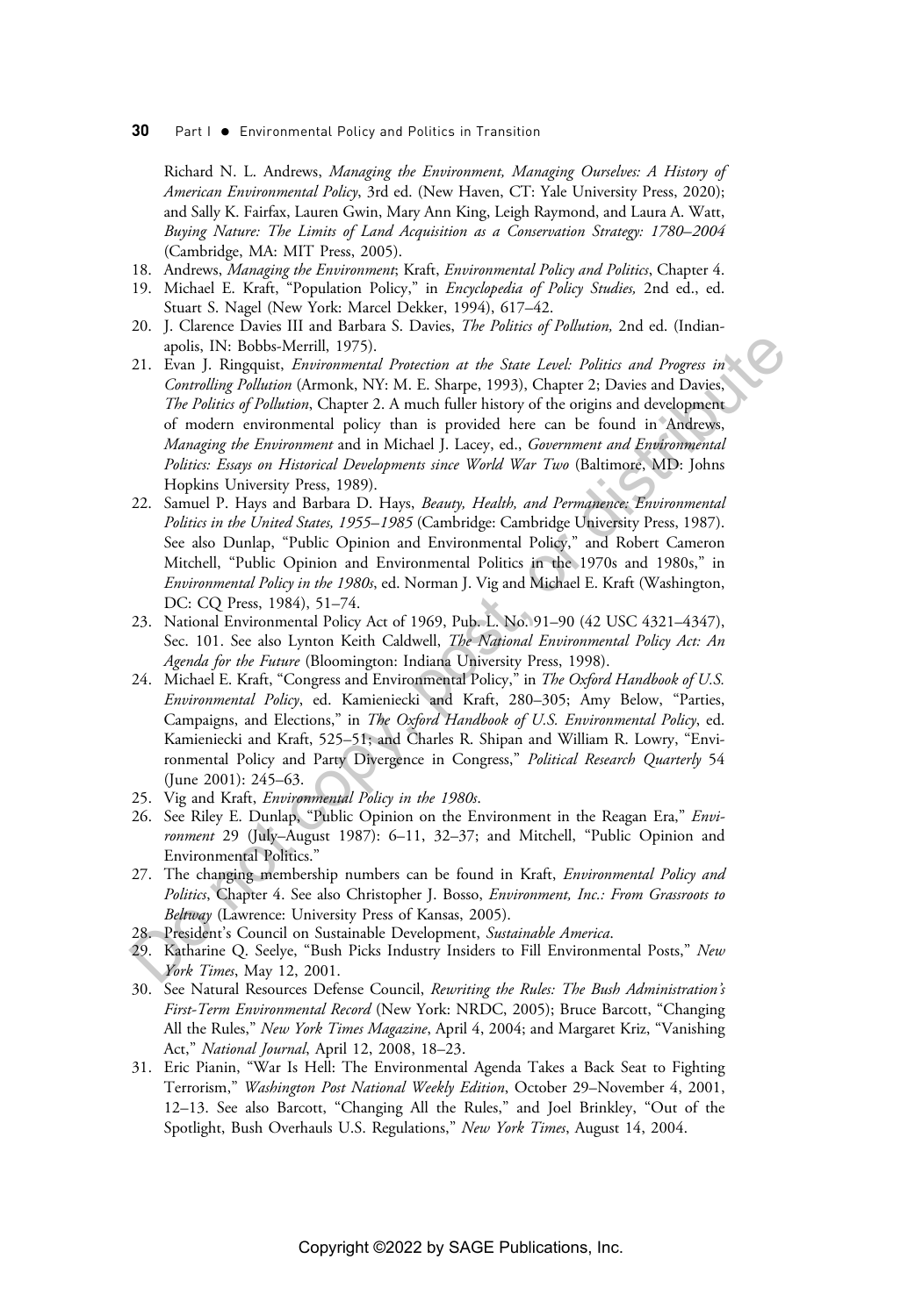Richard N. L. Andrews, *Managing the Environment, Managing Ourselves: A History of American Environmental Policy*, 3rd ed. (New Haven, CT: Yale University Press, 2020); and Sally K. Fairfax, Lauren Gwin, Mary Ann King, Leigh Raymond, and Laura A. Watt, *Buying Nature: The Limits of Land Acquisition as a Conservation Strategy: 1780–2004* (Cambridge, MA: MIT Press, 2005).

18. Andrews, *Managing the Environment*; Kraft, *Environmental Policy and Politics*, Chapter 4.
19. Michael E. Kraft, "Population Policy," in *Encyclopedia of Policy Studies,* 2nd ed., ed. Stuart S. Nagel (New York: Marcel Dekker, 1994), 617–42.
20. J. Clarence Davies III and Barbara S. Davies, *The Politics of Pollution,* 2nd ed. (Indianapolis, IN: Bobbs-Merrill, 1975).
21. Evan J. Ringquist, *Environmental Protection at the State Level: Politics and Progress in Controlling Pollution* (Armonk, NY: M. E. Sharpe, 1993), Chapter 2; Davies and Davies, *The Politics of Pollution*, Chapter 2. A much fuller history of the origins and development of modern environmental policy than is provided here can be found in Andrews, *Managing the Environment* and in Michael J. Lacey, ed., *Government and Environmental Politics: Essays on Historical Developments since World War Two* (Baltimore, MD: Johns Hopkins University Press, 1989).
22. Samuel P. Hays and Barbara D. Hays, *Beauty, Health, and Permanence: Environmental Politics in the United States, 1955–1985* (Cambridge: Cambridge University Press, 1987). See also Dunlap, "Public Opinion and Environmental Policy," and Robert Cameron Mitchell, "Public Opinion and Environmental Politics in the 1970s and 1980s," in *Environmental Policy in the 1980s*, ed. Norman J. Vig and Michael E. Kraft (Washington, DC: CQ Press, 1984), 51–74.
23. National Environmental Policy Act of 1969, Pub. L. No. 91–90 (42 USC 4321–4347), Sec. 101. See also Lynton Keith Caldwell, *The National Environmental Policy Act: An Agenda for the Future* (Bloomington: Indiana University Press, 1998).
24. Michael E. Kraft, "Congress and Environmental Policy," in *The Oxford Handbook of U.S. Environmental Policy*, ed. Kamieniecki and Kraft, 280–305; Amy Below, "Parties, Campaigns, and Elections," in *The Oxford Handbook of U.S. Environmental Policy*, ed. Kamieniecki and Kraft, 525–51; and Charles R. Shipan and William R. Lowry, "Environmental Policy and Party Divergence in Congress," *Political Research Quarterly* 54 (June 2001): 245–63.
25. Vig and Kraft, *Environmental Policy in the 1980s*.
26. See Riley E. Dunlap, "Public Opinion on the Environment in the Reagan Era," *Environment* 29 (July–August 1987): 6–11, 32–37; and Mitchell, "Public Opinion and Environmental Politics."
27. The changing membership numbers can be found in Kraft, *Environmental Policy and Politics*, Chapter 4. See also Christopher J. Bosso, *Environment, Inc.: From Grassroots to Beltway* (Lawrence: University Press of Kansas, 2005).
28. President's Council on Sustainable Development, *Sustainable America*.
29. Katharine Q. Seelye, "Bush Picks Industry Insiders to Fill Environmental Posts," *New York Times*, May 12, 2001.
30. See Natural Resources Defense Council, *Rewriting the Rules: The Bush Administration's First-Term Environmental Record* (New York: NRDC, 2005); Bruce Barcott, "Changing All the Rules," *New York Times Magazine*, April 4, 2004; and Margaret Kriz, "Vanishing Act," *National Journal*, April 12, 2008, 18–23.
31. Eric Pianin, "War Is Hell: The Environmental Agenda Takes a Back Seat to Fighting Terrorism," *Washington Post National Weekly Edition*, October 29–November 4, 2001, 12–13. See also Barcott, "Changing All the Rules," and Joel Brinkley, "Out of the Spotlight, Bush Overhauls U.S. Regulations," *New York Times*, August 14, 2004.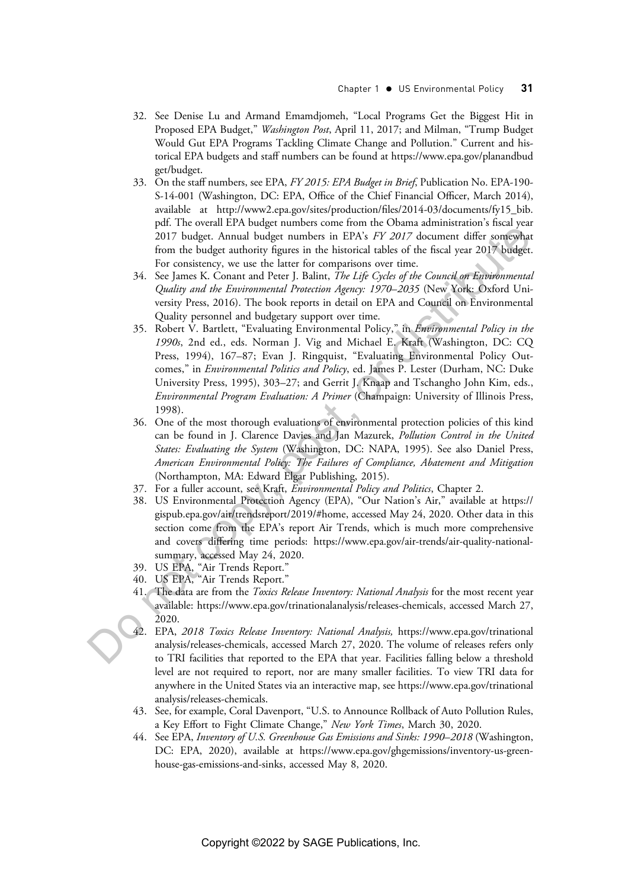32. See Denise Lu and Armand Emamdjomeh, "Local Programs Get the Biggest Hit in Proposed EPA Budget," *Washington Post*, April 11, 2017; and Milman, "Trump Budget Would Gut EPA Programs Tackling Climate Change and Pollution." Current and historical EPA budgets and staff numbers can be found at https://www.epa.gov/planandbudget/budget.
33. On the staff numbers, see EPA, *FY 2015: EPA Budget in Brief*, Publication No. EPA-190-S-14-001 (Washington, DC: EPA, Office of the Chief Financial Officer, March 2014), available at http://www2.epa.gov/sites/production/files/2014-03/documents/fy15_bib.pdf. The overall EPA budget numbers come from the Obama administration's fiscal year 2017 budget. Annual budget numbers in EPA's *FY 2017* document differ somewhat from the budget authority figures in the historical tables of the fiscal year 2017 budget. For consistency, we use the latter for comparisons over time.
34. See James K. Conant and Peter J. Balint, *The Life Cycles of the Council on Environmental Quality and the Environmental Protection Agency: 1970–2035* (New York: Oxford University Press, 2016). The book reports in detail on EPA and Council on Environmental Quality personnel and budgetary support over time.
35. Robert V. Bartlett, "Evaluating Environmental Policy," in *Environmental Policy in the 1990s*, 2nd ed., eds. Norman J. Vig and Michael E. Kraft (Washington, DC: CQ Press, 1994), 167–87; Evan J. Ringquist, "Evaluating Environmental Policy Outcomes," in *Environmental Politics and Policy*, ed. James P. Lester (Durham, NC: Duke University Press, 1995), 303–27; and Gerrit J. Knaap and Tschangho John Kim, eds., *Environmental Program Evaluation: A Primer* (Champaign: University of Illinois Press, 1998).
36. One of the most thorough evaluations of environmental protection policies of this kind can be found in J. Clarence Davies and Jan Mazurek, *Pollution Control in the United States: Evaluating the System* (Washington, DC: NAPA, 1995). See also Daniel Press, *American Environmental Policy: The Failures of Compliance, Abatement and Mitigation* (Northampton, MA: Edward Elgar Publishing, 2015).
37. For a fuller account, see Kraft, *Environmental Policy and Politics*, Chapter 2.
38. US Environmental Protection Agency (EPA), "Our Nation's Air," available at https://gispub.epa.gov/air/trendsreport/2019/#home, accessed May 24, 2020. Other data in this section come from the EPA's report Air Trends, which is much more comprehensive and covers differing time periods: https://www.epa.gov/air-trends/air-quality-national-summary, accessed May 24, 2020.
39. US EPA, "Air Trends Report."
40. US EPA, "Air Trends Report."
41. The data are from the *Toxics Release Inventory: National Analysis* for the most recent year available: https://www.epa.gov/trinationalanalysis/releases-chemicals, accessed March 27, 2020.
42. EPA, *2018 Toxics Release Inventory: National Analysis,* https://www.epa.gov/trinationalanalysis/releases-chemicals, accessed March 27, 2020. The volume of releases refers only to TRI facilities that reported to the EPA that year. Facilities falling below a threshold level are not required to report, nor are many smaller facilities. To view TRI data for anywhere in the United States via an interactive map, see https://www.epa.gov/trinationalanalysis/releases-chemicals.
43. See, for example, Coral Davenport, "U.S. to Announce Rollback of Auto Pollution Rules, a Key Effort to Fight Climate Change," *New York Times*, March 30, 2020.
44. See EPA, *Inventory of U.S. Greenhouse Gas Emissions and Sinks: 1990–2018* (Washington, DC: EPA, 2020), available at https://www.epa.gov/ghgemissions/inventory-us-greenhouse-gas-emissions-and-sinks, accessed May 8, 2020.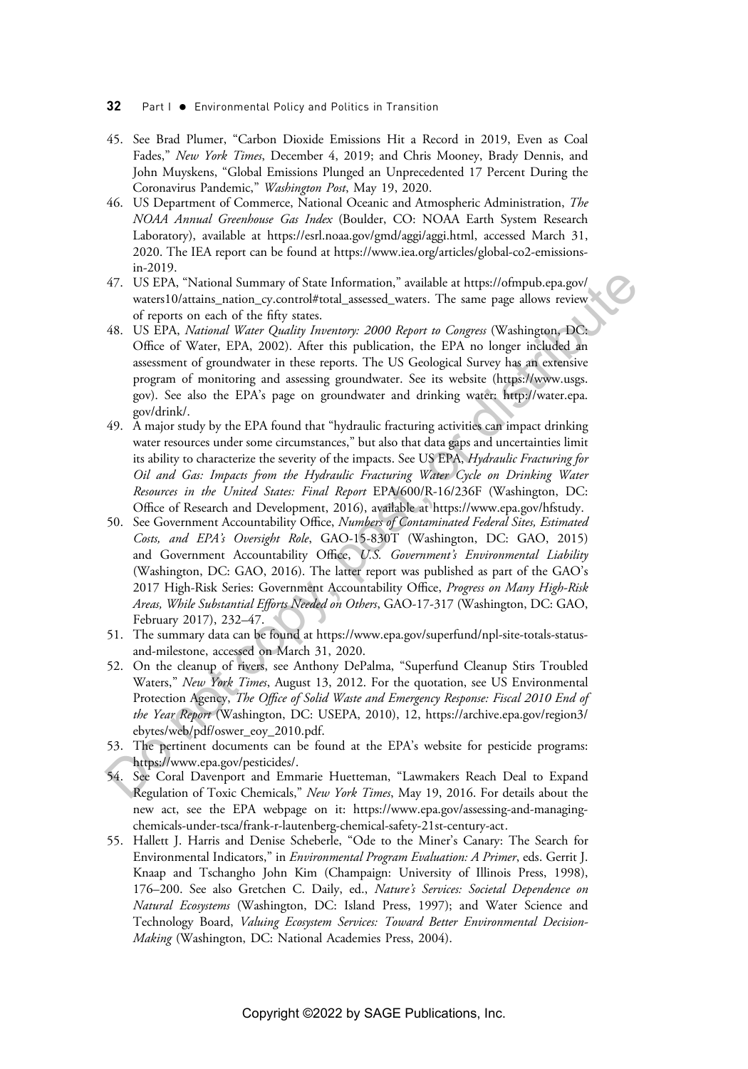45. See Brad Plumer, "Carbon Dioxide Emissions Hit a Record in 2019, Even as Coal Fades," *New York Times*, December 4, 2019; and Chris Mooney, Brady Dennis, and John Muyskens, "Global Emissions Plunged an Unprecedented 17 Percent During the Coronavirus Pandemic," *Washington Post*, May 19, 2020.
46. US Department of Commerce, National Oceanic and Atmospheric Administration, *The NOAA Annual Greenhouse Gas Index* (Boulder, CO: NOAA Earth System Research Laboratory), available at https://esrl.noaa.gov/gmd/aggi/aggi.html, accessed March 31, 2020. The IEA report can be found at https://www.iea.org/articles/global-co2-emissions-in-2019.
47. US EPA, "National Summary of State Information," available at https://ofmpub.epa.gov/waters10/attains_nation_cy.control#total_assessed_waters. The same page allows review of reports on each of the fifty states.
48. US EPA, *National Water Quality Inventory: 2000 Report to Congress* (Washington, DC: Office of Water, EPA, 2002). After this publication, the EPA no longer included an assessment of groundwater in these reports. The US Geological Survey has an extensive program of monitoring and assessing groundwater. See its website (https://www.usgs.gov). See also the EPA's page on groundwater and drinking water: http://water.epa.gov/drink/.
49. A major study by the EPA found that "hydraulic fracturing activities can impact drinking water resources under some circumstances," but also that data gaps and uncertainties limit its ability to characterize the severity of the impacts. See US EPA, *Hydraulic Fracturing for Oil and Gas: Impacts from the Hydraulic Fracturing Water Cycle on Drinking Water Resources in the United States: Final Report* EPA/600/R-16/236F (Washington, DC: Office of Research and Development, 2016), available at https://www.epa.gov/hfstudy.
50. See Government Accountability Office, *Numbers of Contaminated Federal Sites, Estimated Costs, and EPA's Oversight Role*, GAO-15-830T (Washington, DC: GAO, 2015) and Government Accountability Office, *U.S. Government's Environmental Liability* (Washington, DC: GAO, 2016). The latter report was published as part of the GAO's 2017 High-Risk Series: Government Accountability Office, *Progress on Many High-Risk Areas, While Substantial Efforts Needed on Others*, GAO-17-317 (Washington, DC: GAO, February 2017), 232–47.
51. The summary data can be found at https://www.epa.gov/superfund/npl-site-totals-status-and-milestone, accessed on March 31, 2020.
52. On the cleanup of rivers, see Anthony DePalma, "Superfund Cleanup Stirs Troubled Waters," *New York Times*, August 13, 2012. For the quotation, see US Environmental Protection Agency, *The Office of Solid Waste and Emergency Response: Fiscal 2010 End of the Year Report* (Washington, DC: USEPA, 2010), 12, https://archive.epa.gov/region3/ebytes/web/pdf/oswer_eoy_2010.pdf.
53. The pertinent documents can be found at the EPA's website for pesticide programs: https://www.epa.gov/pesticides/.
54. See Coral Davenport and Emmarie Huetteman, "Lawmakers Reach Deal to Expand Regulation of Toxic Chemicals," *New York Times*, May 19, 2016. For details about the new act, see the EPA webpage on it: https://www.epa.gov/assessing-and-managing-chemicals-under-tsca/frank-r-lautenberg-chemical-safety-21st-century-act.
55. Hallett J. Harris and Denise Scheberle, "Ode to the Miner's Canary: The Search for Environmental Indicators," in *Environmental Program Evaluation: A Primer*, eds. Gerrit J. Knaap and Tschangho John Kim (Champaign: University of Illinois Press, 1998), 176–200. See also Gretchen C. Daily, ed., *Nature's Services: Societal Dependence on Natural Ecosystems* (Washington, DC: Island Press, 1997); and Water Science and Technology Board, *Valuing Ecosystem Services: Toward Better Environmental Decision-Making* (Washington, DC: National Academies Press, 2004).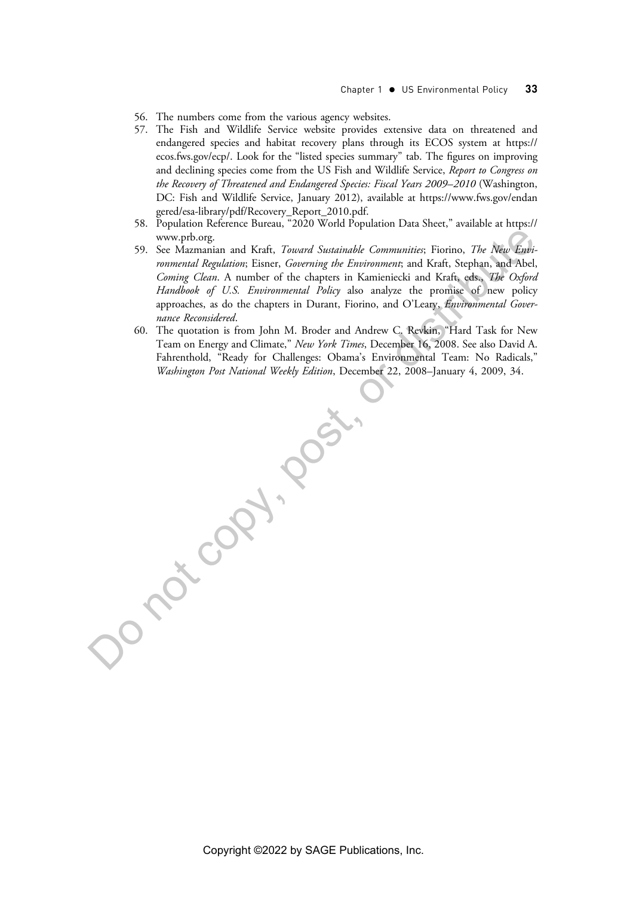56. The numbers come from the various agency websites.
57. The Fish and Wildlife Service website provides extensive data on threatened and endangered species and habitat recovery plans through its ECOS system at https://ecos.fws.gov/ecp/. Look for the "listed species summary" tab. The figures on improving and declining species come from the US Fish and Wildlife Service, *Report to Congress on the Recovery of Threatened and Endangered Species: Fiscal Years 2009–2010* (Washington, DC: Fish and Wildlife Service, January 2012), available at https://www.fws.gov/endangered/esa-library/pdf/Recovery_Report_2010.pdf.
58. Population Reference Bureau, "2020 World Population Data Sheet," available at https://www.prb.org.
59. See Mazmanian and Kraft, *Toward Sustainable Communities*; Fiorino, *The New Environmental Regulation*; Eisner, *Governing the Environment*; and Kraft, Stephan, and Abel, *Coming Clean*. A number of the chapters in Kamieniecki and Kraft, eds., *The Oxford Handbook of U.S. Environmental Policy* also analyze the promise of new policy approaches, as do the chapters in Durant, Fiorino, and O'Leary, *Environmental Governance Reconsidered*.
60. The quotation is from John M. Broder and Andrew C. Revkin, "Hard Task for New Team on Energy and Climate," *New York Times*, December 16, 2008. See also David A. Fahrenthold, "Ready for Challenges: Obama's Environmental Team: No Radicals," *Washington Post National Weekly Edition*, December 22, 2008–January 4, 2009, 34.